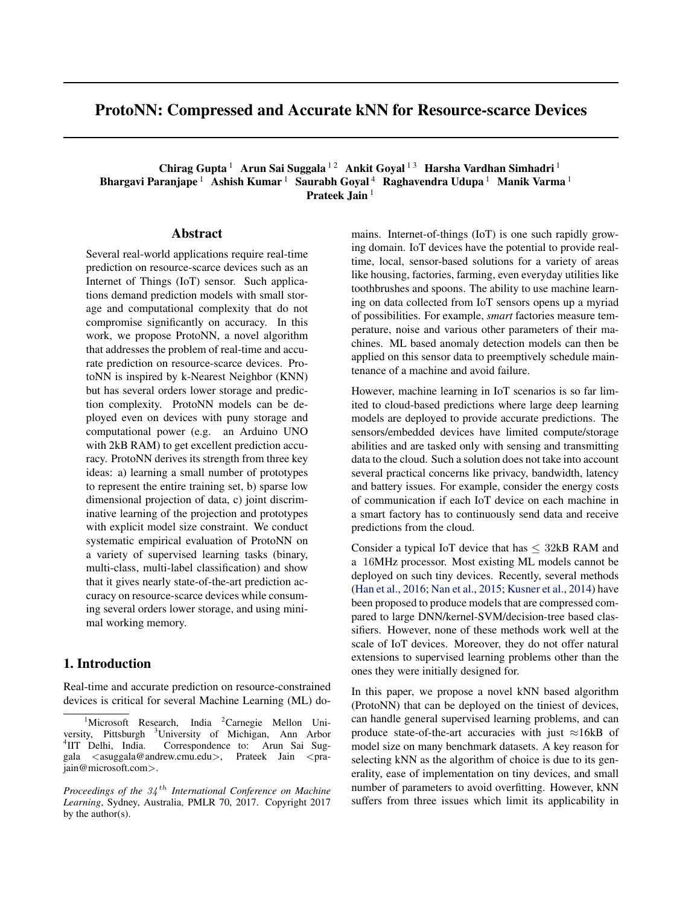# ProtoNN: Compressed and Accurate kNN for Resource-scarce Devices

**Chirag Gupta** [1] **Arun Sai Suggala** [1,2] **Ankit Goyal** [1,3] **Harsha Vardhan Simhadri** [1]
**Bhargavi Paranjape** [1] **Ashish Kumar** [1] **Saurabh Goyal** [4] **Raghavendra Udupa** [1] **Manik Varma** [1]
**Prateek Jain** [1]

## Abstract

Several real-world applications require real-time prediction on resource-scarce devices such as an Internet of Things (IoT) sensor. Such applications demand prediction models with small storage and computational complexity that do not compromise significantly on accuracy. In this work, we propose ProtoNN, a novel algorithm that addresses the problem of real-time and accurate prediction on resource-scarce devices. ProtoNN is inspired by k-Nearest Neighbor (KNN) but has several orders lower storage and prediction complexity. ProtoNN models can be deployed even on devices with puny storage and computational power (e.g. an Arduino UNO with 2kB RAM) to get excellent prediction accuracy. ProtoNN derives its strength from three key ideas: a) learning a small number of prototypes to represent the entire training set, b) sparse low dimensional projection of data, c) joint discriminative learning of the projection and prototypes with explicit model size constraint. We conduct systematic empirical evaluation of ProtoNN on a variety of supervised learning tasks (binary, multi-class, multi-label classification) and show that it gives nearly state-of-the-art prediction accuracy on resource-scarce devices while consuming several orders lower storage, and using minimal working memory.

## 1. Introduction

Real-time and accurate prediction on resource-constrained devices is critical for several Machine Learning (ML) domains. Internet-of-things (IoT) is one such rapidly growing domain. IoT devices have the potential to provide real-time, local, sensor-based solutions for a variety of areas like housing, factories, farming, even everyday utilities like toothbrushes and spoons. The ability to use machine learning on data collected from IoT sensors opens up a myriad of possibilities. For example, *smart* factories measure temperature, noise and various other parameters of their machines. ML based anomaly detection models can then be applied on this sensor data to preemptively schedule maintenance of a machine and avoid failure.

However, machine learning in IoT scenarios is so far limited to cloud-based predictions where large deep learning models are deployed to provide accurate predictions. The sensors/embedded devices have limited compute/storage abilities and are tasked only with sensing and transmitting data to the cloud. Such a solution does not take into account several practical concerns like privacy, bandwidth, latency and battery issues. For example, consider the energy costs of communication if each IoT device on each machine in a smart factory has to continuously send data and receive predictions from the cloud.

Consider a typical IoT device that has $\leq$ 32kB RAM and a 16MHz processor. Most existing ML models cannot be deployed on such tiny devices. Recently, several methods (Han et al., 2016; Nan et al., 2015; Kusner et al., 2014) have been proposed to produce models that are compressed compared to large DNN/kernel-SVM/decision-tree based classifiers. However, none of these methods work well at the scale of IoT devices. Moreover, they do not offer natural extensions to supervised learning problems other than the ones they were initially designed for.

In this paper, we propose a novel kNN based algorithm (ProtoNN) that can be deployed on the tiniest of devices, can handle general supervised learning problems, and can produce state-of-the-art accuracies with just $\approx$16kB of model size on many benchmark datasets. A key reason for selecting kNN as the algorithm of choice is due to its generality, ease of implementation on tiny devices, and small number of parameters to avoid overfitting. However, kNN suffers from three issues which limit its applicability in

[1]Microsoft Research, India [2]Carnegie Mellon University, Pittsburgh [3]University of Michigan, Ann Arbor [4]IIT Delhi, India. Correspondence to: Arun Sai Suggala <asuggala@andrew.cmu.edu>, Prateek Jain <prajain@microsoft.com>.

*Proceedings of the 34th International Conference on Machine Learning*, Sydney, Australia, PMLR 70, 2017. Copyright 2017 by the author(s).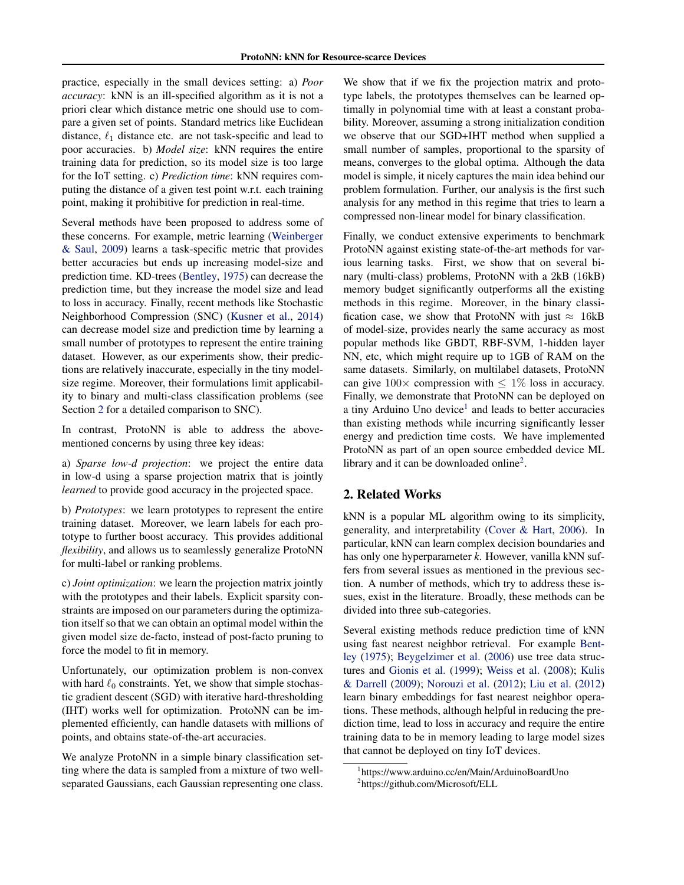practice, especially in the small devices setting: a) *Poor accuracy*: kNN is an ill-specified algorithm as it is not a priori clear which distance metric one should use to compare a given set of points. Standard metrics like Euclidean distance, $\ell_1$ distance etc. are not task-specific and lead to poor accuracies. b) *Model size*: kNN requires the entire training data for prediction, so its model size is too large for the IoT setting. c) *Prediction time*: kNN requires computing the distance of a given test point w.r.t. each training point, making it prohibitive for prediction in real-time.

Several methods have been proposed to address some of these concerns. For example, metric learning (Weinberger & Saul, 2009) learns a task-specific metric that provides better accuracies but ends up increasing model-size and prediction time. KD-trees (Bentley, 1975) can decrease the prediction time, but they increase the model size and lead to loss in accuracy. Finally, recent methods like Stochastic Neighborhood Compression (SNC) (Kusner et al., 2014) can decrease model size and prediction time by learning a small number of prototypes to represent the entire training dataset. However, as our experiments show, their predictions are relatively inaccurate, especially in the tiny model-size regime. Moreover, their formulations limit applicability to binary and multi-class classification problems (see Section 2 for a detailed comparison to SNC).

In contrast, ProtoNN is able to address the above-mentioned concerns by using three key ideas:

a) *Sparse low-d projection*: we project the entire data in low-d using a sparse projection matrix that is jointly *learned* to provide good accuracy in the projected space.

b) *Prototypes*: we learn prototypes to represent the entire training dataset. Moreover, we learn labels for each prototype to further boost accuracy. This provides additional *flexibility*, and allows us to seamlessly generalize ProtoNN for multi-label or ranking problems.

c) *Joint optimization*: we learn the projection matrix jointly with the prototypes and their labels. Explicit sparsity constraints are imposed on our parameters during the optimization itself so that we can obtain an optimal model within the given model size de-facto, instead of post-facto pruning to force the model to fit in memory.

Unfortunately, our optimization problem is non-convex with hard $\ell_0$ constraints. Yet, we show that simple stochastic gradient descent (SGD) with iterative hard-thresholding (IHT) works well for optimization. ProtoNN can be implemented efficiently, can handle datasets with millions of points, and obtains state-of-the-art accuracies.

We analyze ProtoNN in a simple binary classification setting where the data is sampled from a mixture of two well-separated Gaussians, each Gaussian representing one class. We show that if we fix the projection matrix and prototype labels, the prototypes themselves can be learned optimally in polynomial time with at least a constant probability. Moreover, assuming a strong initialization condition we observe that our SGD+IHT method when supplied a small number of samples, proportional to the sparsity of means, converges to the global optima. Although the data model is simple, it nicely captures the main idea behind our problem formulation. Further, our analysis is the first such analysis for any method in this regime that tries to learn a compressed non-linear model for binary classification.

Finally, we conduct extensive experiments to benchmark ProtoNN against existing state-of-the-art methods for various learning tasks. First, we show that on several binary (multi-class) problems, ProtoNN with a 2kB (16kB) memory budget significantly outperforms all the existing methods in this regime. Moreover, in the binary classification case, we show that ProtoNN with just $\approx$ 16kB of model-size, provides nearly the same accuracy as most popular methods like GBDT, RBF-SVM, 1-hidden layer NN, etc, which might require up to 1GB of RAM on the same datasets. Similarly, on multilabel datasets, ProtoNN can give $100\times$ compression with $\leq 1\%$ loss in accuracy. Finally, we demonstrate that ProtoNN can be deployed on a tiny Arduino Uno device[1] and leads to better accuracies than existing methods while incurring significantly lesser energy and prediction time costs. We have implemented ProtoNN as part of an open source embedded device ML library and it can be downloaded online[2].

## 2. Related Works

kNN is a popular ML algorithm owing to its simplicity, generality, and interpretability (Cover & Hart, 2006). In particular, kNN can learn complex decision boundaries and has only one hyperparameter *k*. However, vanilla kNN suffers from several issues as mentioned in the previous section. A number of methods, which try to address these issues, exist in the literature. Broadly, these methods can be divided into three sub-categories.

Several existing methods reduce prediction time of kNN using fast nearest neighbor retrieval. For example Bentley (1975); Beygelzimer et al. (2006) use tree data structures and Gionis et al. (1999); Weiss et al. (2008); Kulis & Darrell (2009); Norouzi et al. (2012); Liu et al. (2012) learn binary embeddings for fast nearest neighbor operations. These methods, although helpful in reducing the prediction time, lead to loss in accuracy and require the entire training data to be in memory leading to large model sizes that cannot be deployed on tiny IoT devices.

[1] https://www.arduino.cc/en/Main/ArduinoBoardUno

[2] https://github.com/Microsoft/ELL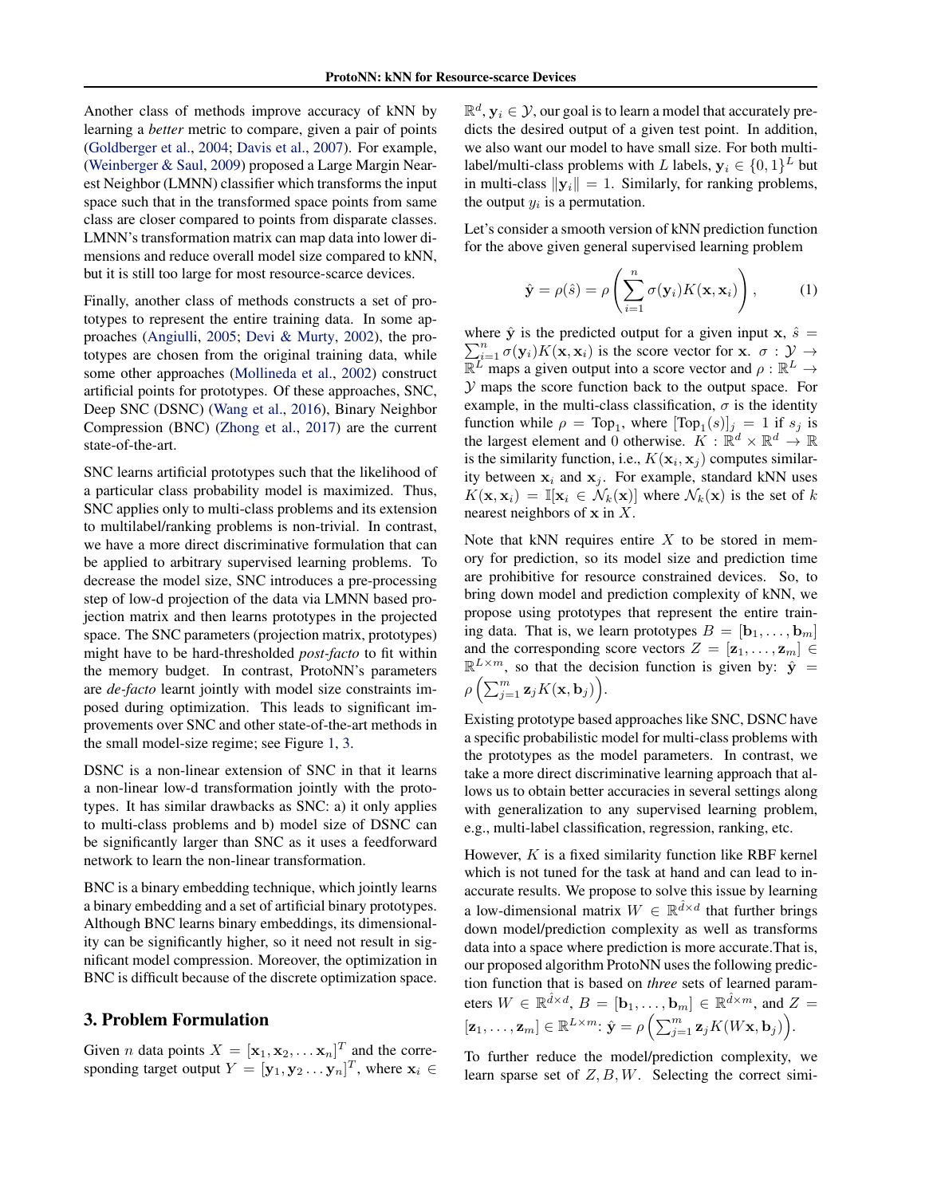Another class of methods improve accuracy of kNN by learning a *better* metric to compare, given a pair of points (Goldberger et al., 2004; Davis et al., 2007). For example, (Weinberger & Saul, 2009) proposed a Large Margin Nearest Neighbor (LMNN) classifier which transforms the input space such that in the transformed space points from same class are closer compared to points from disparate classes. LMNN's transformation matrix can map data into lower dimensions and reduce overall model size compared to kNN, but it is still too large for most resource-scarce devices.

Finally, another class of methods constructs a set of prototypes to represent the entire training data. In some approaches (Angiulli, 2005; Devi & Murty, 2002), the prototypes are chosen from the original training data, while some other approaches (Mollineda et al., 2002) construct artificial points for prototypes. Of these approaches, SNC, Deep SNC (DSNC) (Wang et al., 2016), Binary Neighbor Compression (BNC) (Zhong et al., 2017) are the current state-of-the-art.

SNC learns artificial prototypes such that the likelihood of a particular class probability model is maximized. Thus, SNC applies only to multi-class problems and its extension to multilabel/ranking problems is non-trivial. In contrast, we have a more direct discriminative formulation that can be applied to arbitrary supervised learning problems. To decrease the model size, SNC introduces a pre-processing step of low-d projection of the data via LMNN based projection matrix and then learns prototypes in the projected space. The SNC parameters (projection matrix, prototypes) might have to be hard-thresholded *post-facto* to fit within the memory budget. In contrast, ProtoNN's parameters are *de-facto* learnt jointly with model size constraints imposed during optimization. This leads to significant improvements over SNC and other state-of-the-art methods in the small model-size regime; see Figure 1, 3.

DSNC is a non-linear extension of SNC in that it learns a non-linear low-d transformation jointly with the prototypes. It has similar drawbacks as SNC: a) it only applies to multi-class problems and b) model size of DSNC can be significantly larger than SNC as it uses a feedforward network to learn the non-linear transformation.

BNC is a binary embedding technique, which jointly learns a binary embedding and a set of artificial binary prototypes. Although BNC learns binary embeddings, its dimensionality can be significantly higher, so it need not result in significant model compression. Moreover, the optimization in BNC is difficult because of the discrete optimization space.

## 3. Problem Formulation

Given $n$ data points $X = [\mathbf{x}_1, \mathbf{x}_2, \dots \mathbf{x}_n]^T$ and the corresponding target output $Y = [\mathbf{y}_1, \mathbf{y}_2 \dots \mathbf{y}_n]^T$, where $\mathbf{x}_i \in \mathbb{R}^d$, $\mathbf{y}_i \in \mathcal{Y}$, our goal is to learn a model that accurately predicts the desired output of a given test point. In addition, we also want our model to have small size. For both multi-label/multi-class problems with $L$ labels, $\mathbf{y}_i \in \{0, 1\}^L$ but in multi-class $\|\mathbf{y}_i\| = 1$. Similarly, for ranking problems, the output $y_i$ is a permutation.

Let's consider a smooth version of kNN prediction function for the above given general supervised learning problem

$$\hat{\mathbf{y}} = \rho(\hat{s}) = \rho\left(\sum_{i=1}^{n} \sigma(\mathbf{y}_i) K(\mathbf{x}, \mathbf{x}_i)\right), \tag{1}$$

where $\hat{\mathbf{y}}$ is the predicted output for a given input $\mathbf{x}$, $\hat{s} = \sum_{i=1}^{n} \sigma(\mathbf{y}_i) K(\mathbf{x}, \mathbf{x}_i)$ is the score vector for $\mathbf{x}$. $\sigma : \mathcal{Y} \rightarrow \mathbb{R}^L$ maps a given output into a score vector and $\rho : \mathbb{R}^L \rightarrow \mathcal{Y}$ maps the score function back to the output space. For example, in the multi-class classification, $\sigma$ is the identity function while $\rho = \text{Top}_1$, where $[\text{Top}_1(s)]_j = 1$ if $s_j$ is the largest element and 0 otherwise. $K : \mathbb{R}^d \times \mathbb{R}^d \rightarrow \mathbb{R}$ is the similarity function, i.e., $K(\mathbf{x}_i, \mathbf{x}_j)$ computes similarity between $\mathbf{x}_i$ and $\mathbf{x}_j$. For example, standard kNN uses $K(\mathbf{x}, \mathbf{x}_i) = \mathbb{I}[\mathbf{x}_i \in \mathcal{N}_k(\mathbf{x})]$ where $\mathcal{N}_k(\mathbf{x})$ is the set of $k$ nearest neighbors of $\mathbf{x}$ in $X$.

Note that kNN requires entire $X$ to be stored in memory for prediction, so its model size and prediction time are prohibitive for resource constrained devices. So, to bring down model and prediction complexity of kNN, we propose using prototypes that represent the entire training data. That is, we learn prototypes $B = [\mathbf{b}_1, \dots, \mathbf{b}_m]$ and the corresponding score vectors $Z = [\mathbf{z}_1, \dots, \mathbf{z}_m] \in \mathbb{R}^{L \times m}$, so that the decision function is given by: $\hat{\mathbf{y}} = \rho\left(\sum_{j=1}^{m} \mathbf{z}_j K(\mathbf{x}, \mathbf{b}_j)\right)$.

Existing prototype based approaches like SNC, DSNC have a specific probabilistic model for multi-class problems with the prototypes as the model parameters. In contrast, we take a more direct discriminative learning approach that allows us to obtain better accuracies in several settings along with generalization to any supervised learning problem, e.g., multi-label classification, regression, ranking, etc.

However, $K$ is a fixed similarity function like RBF kernel which is not tuned for the task at hand and can lead to inaccurate results. We propose to solve this issue by learning a low-dimensional matrix $W \in \mathbb{R}^{\hat{d} \times d}$ that further brings down model/prediction complexity as well as transforms data into a space where prediction is more accurate.That is, our proposed algorithm ProtoNN uses the following prediction function that is based on *three* sets of learned parameters $W \in \mathbb{R}^{\hat{d} \times d}$, $B = [\mathbf{b}_1, \dots, \mathbf{b}_m] \in \mathbb{R}^{\hat{d} \times m}$, and $Z = [\mathbf{z}_1, \dots, \mathbf{z}_m] \in \mathbb{R}^{L \times m}$: $\hat{\mathbf{y}} = \rho\left(\sum_{j=1}^{m} \mathbf{z}_j K(W\mathbf{x}, \mathbf{b}_j)\right)$.

To further reduce the model/prediction complexity, we learn sparse set of $Z, B, W$. Selecting the correct simi-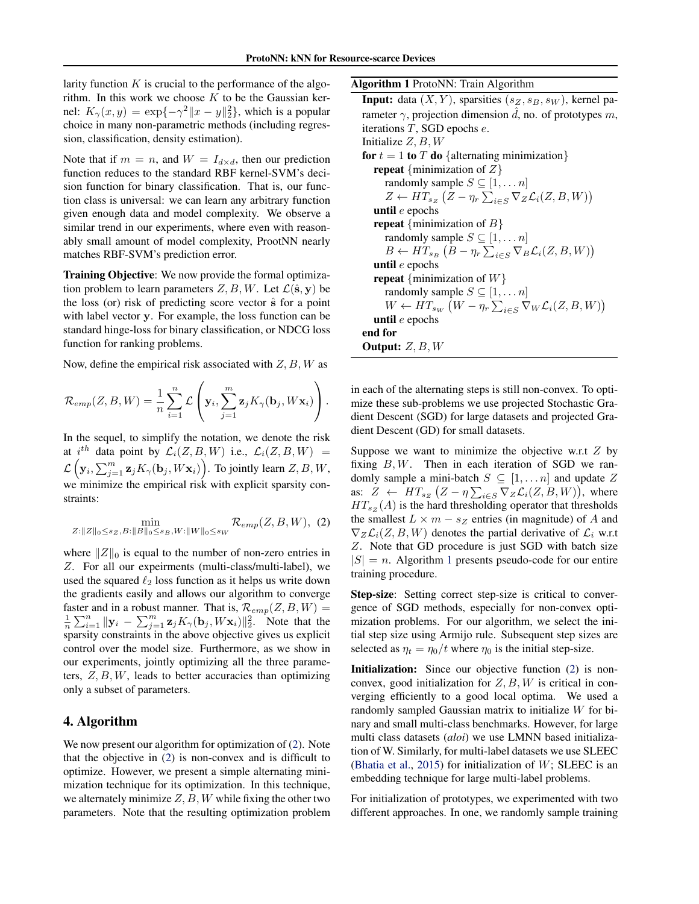larity function $K$ is crucial to the performance of the algorithm. In this work we choose $K$ to be the Gaussian kernel: $K_\gamma(x, y) = \exp\{-\gamma^2 \|x - y\|_2^2\}$, which is a popular choice in many non-parametric methods (including regression, classification, density estimation).

Note that if $m = n$, and $W = I_{d \times d}$, then our prediction function reduces to the standard RBF kernel-SVM's decision function for binary classification. That is, our function class is universal: we can learn any arbitrary function given enough data and model complexity. We observe a similar trend in our experiments, where even with reasonably small amount of model complexity, ProotNN nearly matches RBF-SVM's prediction error.

**Training Objective**: We now provide the formal optimization problem to learn parameters $Z, B, W$. Let $\mathcal{L}(\hat{\mathbf{s}}, \mathbf{y})$ be the loss (or) risk of predicting score vector $\hat{\mathbf{s}}$ for a point with label vector $\mathbf{y}$. For example, the loss function can be standard hinge-loss for binary classification, or NDCG loss function for ranking problems.

Now, define the empirical risk associated with $Z, B, W$ as

$$\mathcal{R}_{emp}(Z, B, W) = \frac{1}{n} \sum_{i=1}^{n} \mathcal{L}\left(\mathbf{y}_i, \sum_{j=1}^{m} \mathbf{z}_j K_\gamma(\mathbf{b}_j, W\mathbf{x}_i)\right).$$

In the sequel, to simplify the notation, we denote the risk at $i^{th}$ data point by $\mathcal{L}_i(Z, B, W)$ i.e., $\mathcal{L}_i(Z, B, W) = \mathcal{L}\left(\mathbf{y}_i, \sum_{j=1}^{m} \mathbf{z}_j K_\gamma(\mathbf{b}_j, W\mathbf{x}_i)\right)$. To jointly learn $Z, B, W$, we minimize the empirical risk with explicit sparsity constraints:

$$\min_{Z:\|Z\|_0 \le s_Z, B:\|B\|_0 \le s_B, W:\|W\|_0 \le s_W} \mathcal{R}_{emp}(Z, B, W), \quad (2)$$

where $\|Z\|_0$ is equal to the number of non-zero entries in $Z$. For all our expeirments (multi-class/multi-label), we used the squared $\ell_2$ loss function as it helps us write down the gradients easily and allows our algorithm to converge faster and in a robust manner. That is, $\mathcal{R}_{emp}(Z, B, W) = \frac{1}{n}\sum_{i=1}^{n} \|\mathbf{y}_i - \sum_{j=1}^{m} \mathbf{z}_j K_\gamma(\mathbf{b}_j, W\mathbf{x}_i)\|_2^2$. Note that the sparsity constraints in the above objective gives us explicit control over the model size. Furthermore, as we show in our experiments, jointly optimizing all the three parameters, $Z, B, W$, leads to better accuracies than optimizing only a subset of parameters.

## 4. Algorithm

We now present our algorithm for optimization of (2). Note that the objective in (2) is non-convex and is difficult to optimize. However, we present a simple alternating minimization technique for its optimization. In this technique, we alternately minimize $Z, B, W$ while fixing the other two parameters. Note that the resulting optimization problem in each of the alternating steps is still non-convex. To optimize these sub-problems we use projected Stochastic Gradient Descent (SGD) for large datasets and projected Gradient Descent (GD) for small datasets.

**Algorithm 1** ProtoNN: Train Algorithm

**Input:** data $(X, Y)$, sparsities $(s_Z, s_B, s_W)$, kernel parameter $\gamma$, projection dimension $\hat{d}$, no. of prototypes $m$, iterations $T$, SGD epochs $e$.
Initialize $Z, B, W$
**for** $t = 1$ **to** $T$ **do** {alternating minimization}
  **repeat** {minimization of $Z$}
    randomly sample $S \subseteq [1, \ldots n]$
    $Z \leftarrow HT_{s_Z}\left(Z - \eta_r \sum_{i \in S} \nabla_Z \mathcal{L}_i(Z, B, W)\right)$
  **until** $e$ epochs
  **repeat** {minimization of $B$}
    randomly sample $S \subseteq [1, \ldots n]$
    $B \leftarrow HT_{s_B}\left(B - \eta_r \sum_{i \in S} \nabla_B \mathcal{L}_i(Z, B, W)\right)$
  **until** $e$ epochs
  **repeat** {minimization of $W$}
    randomly sample $S \subseteq [1, \ldots n]$
    $W \leftarrow HT_{s_W}\left(W - \eta_r \sum_{i \in S} \nabla_W \mathcal{L}_i(Z, B, W)\right)$
  **until** $e$ epochs
**end for**
**Output:** $Z, B, W$

Suppose we want to minimize the objective w.r.t $Z$ by fixing $B, W$. Then in each iteration of SGD we randomly sample a mini-batch $S \subseteq [1, \ldots n]$ and update $Z$ as: $Z \leftarrow HT_{s_Z}\left(Z - \eta \sum_{i \in S} \nabla_Z \mathcal{L}_i(Z, B, W)\right)$, where $HT_{s_Z}(A)$ is the hard thresholding operator that thresholds the smallest $L \times m - s_Z$ entries (in magnitude) of $A$ and $\nabla_Z \mathcal{L}_i(Z, B, W)$ denotes the partial derivative of $\mathcal{L}_i$ w.r.t $Z$. Note that GD procedure is just SGD with batch size $|S| = n$. Algorithm 1 presents pseudo-code for our entire training procedure.

**Step-size**: Setting correct step-size is critical to convergence of SGD methods, especially for non-convex optimization problems. For our algorithm, we select the initial step size using Armijo rule. Subsequent step sizes are selected as $\eta_t = \eta_0 / t$ where $\eta_0$ is the initial step-size.

**Initialization:** Since our objective function (2) is non-convex, good initialization for $Z, B, W$ is critical in converging efficiently to a good local optima. We used a randomly sampled Gaussian matrix to initialize $W$ for binary and small multi-class benchmarks. However, for large multi class datasets (*aloi*) we use LMNN based initialization of W. Similarly, for multi-label datasets we use SLEEC (Bhatia et al., 2015) for initialization of $W$; SLEEC is an embedding technique for large multi-label problems.

For initialization of prototypes, we experimented with two different approaches. In one, we randomly sample training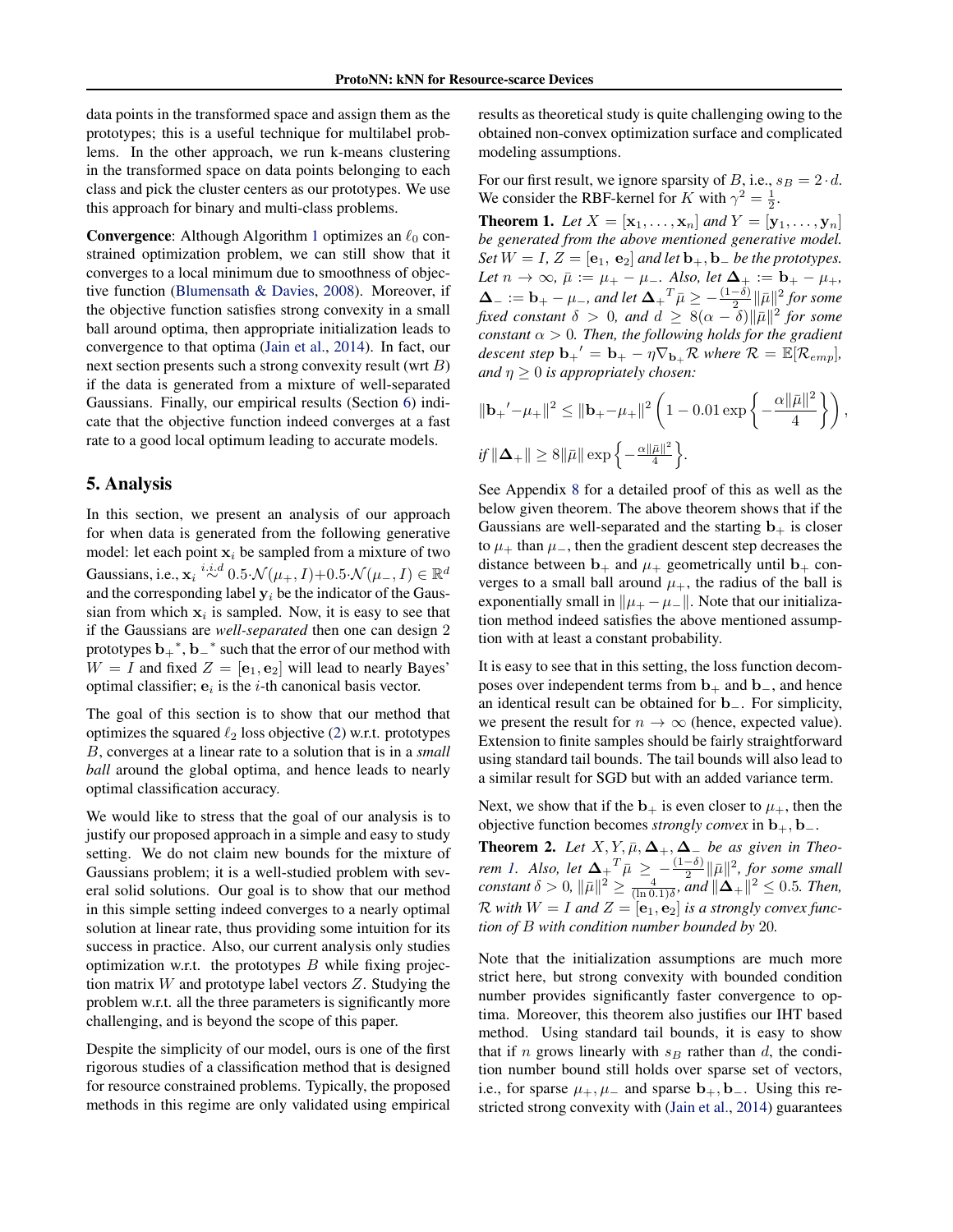data points in the transformed space and assign them as the prototypes; this is a useful technique for multilabel problems. In the other approach, we run k-means clustering in the transformed space on data points belonging to each class and pick the cluster centers as our prototypes. We use this approach for binary and multi-class problems.

**Convergence**: Although Algorithm 1 optimizes an $\ell_0$ constrained optimization problem, we can still show that it converges to a local minimum due to smoothness of objective function (Blumensath & Davies, 2008). Moreover, if the objective function satisfies strong convexity in a small ball around optima, then appropriate initialization leads to convergence to that optima (Jain et al., 2014). In fact, our next section presents such a strong convexity result (wrt $B$) if the data is generated from a mixture of well-separated Gaussians. Finally, our empirical results (Section 6) indicate that the objective function indeed converges at a fast rate to a good local optimum leading to accurate models.

## 5. Analysis

In this section, we present an analysis of our approach for when data is generated from the following generative model: let each point $\mathbf{x}_i$ be sampled from a mixture of two Gaussians, i.e., $\mathbf{x}_i \overset{i.i.d}{\sim} 0.5\cdot\mathcal{N}(\mu_+, I)+0.5\cdot\mathcal{N}(\mu_-, I) \in \mathbb{R}^d$ and the corresponding label $\mathbf{y}_i$ be the indicator of the Gaussian from which $\mathbf{x}_i$ is sampled. Now, it is easy to see that if the Gaussians are *well-separated* then one can design 2 prototypes $\mathbf{b}_+{}^*, \mathbf{b}_-{}^*$ such that the error of our method with $W = I$ and fixed $Z = [\mathbf{e}_1, \mathbf{e}_2]$ will lead to nearly Bayes' optimal classifier; $\mathbf{e}_i$ is the $i$-th canonical basis vector.

The goal of this section is to show that our method that optimizes the squared $\ell_2$ loss objective (2) w.r.t. prototypes $B$, converges at a linear rate to a solution that is in a *small ball* around the global optima, and hence leads to nearly optimal classification accuracy.

We would like to stress that the goal of our analysis is to justify our proposed approach in a simple and easy to study setting. We do not claim new bounds for the mixture of Gaussians problem; it is a well-studied problem with several solid solutions. Our goal is to show that our method in this simple setting indeed converges to a nearly optimal solution at linear rate, thus providing some intuition for its success in practice. Also, our current analysis only studies optimization w.r.t. the prototypes $B$ while fixing projection matrix $W$ and prototype label vectors $Z$. Studying the problem w.r.t. all the three parameters is significantly more challenging, and is beyond the scope of this paper.

Despite the simplicity of our model, ours is one of the first rigorous studies of a classification method that is designed for resource constrained problems. Typically, the proposed methods in this regime are only validated using empirical results as theoretical study is quite challenging owing to the obtained non-convex optimization surface and complicated modeling assumptions.

For our first result, we ignore sparsity of $B$, i.e., $s_B = 2\cdot d$. We consider the RBF-kernel for $K$ with $\gamma^2 = \frac{1}{2}$.

**Theorem 1.** *Let $X = [\mathbf{x}_1, \dots, \mathbf{x}_n]$ and $Y = [\mathbf{y}_1, \dots, \mathbf{y}_n]$ be generated from the above mentioned generative model. Set $W = I$, $Z = [\mathbf{e}_1,\ \mathbf{e}_2]$ and let $\mathbf{b}_+, \mathbf{b}_-$ be the prototypes. Let $n \to \infty$, $\bar{\mu} := \mu_+ - \mu_-$. Also, let $\mathbf{\Delta}_+ := \mathbf{b}_+ - \mu_+$, $\mathbf{\Delta}_- := \mathbf{b}_- - \mu_-$, and let ${\mathbf{\Delta}_+}^T\bar{\mu} \geq -\frac{(1-\delta)}{2}\|\bar{\mu}\|^2$ for some fixed constant $\delta > 0$, and $d \geq 8(\alpha-\delta)\|\bar{\mu}\|^2$ for some constant $\alpha > 0$. Then, the following holds for the gradient descent step ${\mathbf{b}_+}' = \mathbf{b}_+ - \eta\nabla_{\mathbf{b}_+}\mathcal{R}$ where $\mathcal{R} = \mathbb{E}[\mathcal{R}_{emp}]$, and $\eta \geq 0$ is appropriately chosen:*

$$\|{\mathbf{b}_+}' - \mu_+\|^2 \leq \|\mathbf{b}_+ - \mu_+\|^2\left(1 - 0.01\exp\left\{-\frac{\alpha\|\bar{\mu}\|^2}{4}\right\}\right),$$

*if $\|\mathbf{\Delta}_+\| \geq 8\|\bar{\mu}\|\exp\left\{-\frac{\alpha\|\bar{\mu}\|^2}{4}\right\}$.*

See Appendix 8 for a detailed proof of this as well as the below given theorem. The above theorem shows that if the Gaussians are well-separated and the starting $\mathbf{b}_+$ is closer to $\mu_+$ than $\mu_-$, then the gradient descent step decreases the distance between $\mathbf{b}_+$ and $\mu_+$ geometrically until $\mathbf{b}_+$ converges to a small ball around $\mu_+$, the radius of the ball is exponentially small in $\|\mu_+ - \mu_-\|$. Note that our initialization method indeed satisfies the above mentioned assumption with at least a constant probability.

It is easy to see that in this setting, the loss function decomposes over independent terms from $\mathbf{b}_+$ and $\mathbf{b}_-$, and hence an identical result can be obtained for $\mathbf{b}_-$. For simplicity, we present the result for $n \to \infty$ (hence, expected value). Extension to finite samples should be fairly straightforward using standard tail bounds. The tail bounds will also lead to a similar result for SGD but with an added variance term.

Next, we show that if the $\mathbf{b}_+$ is even closer to $\mu_+$, then the objective function becomes *strongly convex* in $\mathbf{b}_+, \mathbf{b}_-$.

**Theorem 2.** *Let $X, Y, \bar{\mu}, \mathbf{\Delta}_+, \mathbf{\Delta}_-$ be as given in Theorem 1. Also, let ${\mathbf{\Delta}_+}^T\bar{\mu} \geq -\frac{(1-\delta)}{2}\|\bar{\mu}\|^2$, for some small constant $\delta > 0$, $\|\bar{\mu}\|^2 \geq \frac{4}{(\ln 0.1)\delta}$, and $\|\mathbf{\Delta}_+\|^2 \leq 0.5$. Then, $\mathcal{R}$ with $W = I$ and $Z = [\mathbf{e}_1, \mathbf{e}_2]$ is a strongly convex function of $B$ with condition number bounded by 20.*

Note that the initialization assumptions are much more strict here, but strong convexity with bounded condition number provides significantly faster convergence to optima. Moreover, this theorem also justifies our IHT based method. Using standard tail bounds, it is easy to show that if $n$ grows linearly with $s_B$ rather than $d$, the condition number bound still holds over sparse set of vectors, i.e., for sparse $\mu_+, \mu_-$ and sparse $\mathbf{b}_+, \mathbf{b}_-$. Using this restricted strong convexity with (Jain et al., 2014) guarantees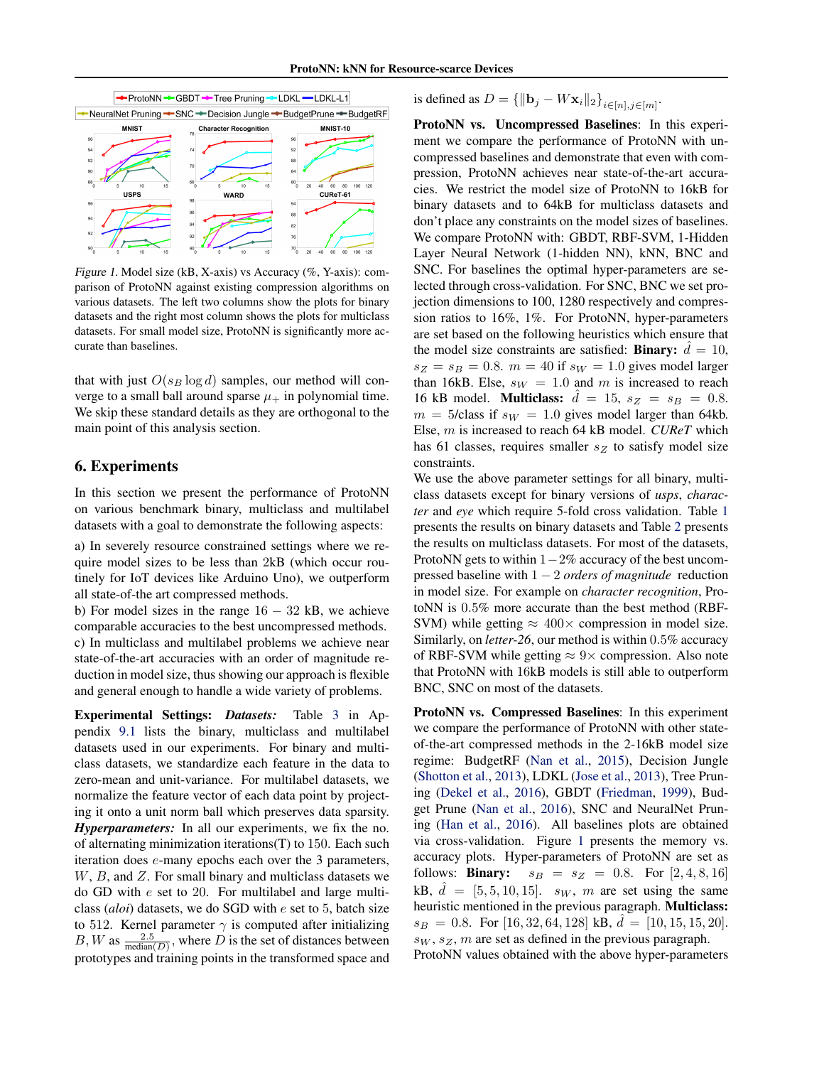*Figure 1.* Model size (kB, X-axis) vs Accuracy (%, Y-axis): comparison of ProtoNN against existing compression algorithms on various datasets. The left two columns show the plots for binary datasets and the right most column shows the plots for multiclass datasets. For small model size, ProtoNN is significantly more accurate than baselines.

that with just $O(s_B \log d)$ samples, our method will converge to a small ball around sparse $\mu_+$ in polynomial time. We skip these standard details as they are orthogonal to the main point of this analysis section.

## 6. Experiments

In this section we present the performance of ProtoNN on various benchmark binary, multiclass and multilabel datasets with a goal to demonstrate the following aspects:

a) In severely resource constrained settings where we require model sizes to be less than 2kB (which occur routinely for IoT devices like Arduino Uno), we outperform all state-of-the art compressed methods.

b) For model sizes in the range $16-32$ kB, we achieve comparable accuracies to the best uncompressed methods.

c) In multiclass and multilabel problems we achieve near state-of-the-art accuracies with an order of magnitude reduction in model size, thus showing our approach is flexible and general enough to handle a wide variety of problems.

**Experimental Settings:** ***Datasets:*** Table 3 in Appendix 9.1 lists the binary, multiclass and multilabel datasets used in our experiments. For binary and multiclass datasets, we standardize each feature in the data to zero-mean and unit-variance. For multilabel datasets, we normalize the feature vector of each data point by projecting it onto a unit norm ball which preserves data sparsity. ***Hyperparameters:*** In all our experiments, we fix the no. of alternating minimization iterations(T) to 150. Each such iteration does $e$-many epochs each over the 3 parameters, $W$, $B$, and $Z$. For small binary and multiclass datasets we do GD with $e$ set to 20. For multilabel and large multiclass (*aloi*) datasets, we do SGD with $e$ set to 5, batch size to 512. Kernel parameter $\gamma$ is computed after initializing $B, W$ as $\frac{2.5}{\text{median}(D)}$, where $D$ is the set of distances between prototypes and training points in the transformed space and is defined as $D = \{\|\mathbf{b}_j - W\mathbf{x}_i\|_2\}_{i\in[n],j\in[m]}$.

**ProtoNN vs. Uncompressed Baselines**: In this experiment we compare the performance of ProtoNN with uncompressed baselines and demonstrate that even with compression, ProtoNN achieves near state-of-the-art accuracies. We restrict the model size of ProtoNN to 16kB for binary datasets and to 64kB for multiclass datasets and don't place any constraints on the model sizes of baselines. We compare ProtoNN with: GBDT, RBF-SVM, 1-Hidden Layer Neural Network (1-hidden NN), kNN, BNC and SNC. For baselines the optimal hyper-parameters are selected through cross-validation. For SNC, BNC we set projection dimensions to 100, 1280 respectively and compression ratios to 16%, 1%. For ProtoNN, hyper-parameters are set based on the following heuristics which ensure that the model size constraints are satisfied: **Binary:** $\hat{d} = 10$, $s_Z = s_B = 0.8$. $m = 40$ if $s_W = 1.0$ gives model larger than 16kB. Else, $s_W = 1.0$ and $m$ is increased to reach 16 kB model. **Multiclass:** $\hat{d} = 15$, $s_Z = s_B = 0.8$. $m =$ 5/class if $s_W = 1.0$ gives model larger than 64kb. Else, $m$ is increased to reach 64 kB model. *CUReT* which has 61 classes, requires smaller $s_Z$ to satisfy model size constraints.

We use the above parameter settings for all binary, multiclass datasets except for binary versions of *usps*, *character* and *eye* which require 5-fold cross validation. Table 1 presents the results on binary datasets and Table 2 presents the results on multiclass datasets. For most of the datasets, ProtoNN gets to within $1-2\%$ accuracy of the best uncompressed baseline with $1-2$ *orders of magnitude* reduction in model size. For example on *character recognition*, ProtoNN is 0.5% more accurate than the best method (RBF-SVM) while getting $\approx 400\times$ compression in model size. Similarly, on *letter-26*, our method is within 0.5% accuracy of RBF-SVM while getting $\approx 9\times$ compression. Also note that ProtoNN with 16kB models is still able to outperform BNC, SNC on most of the datasets.

**ProtoNN vs. Compressed Baselines**: In this experiment we compare the performance of ProtoNN with other state-of-the-art compressed methods in the 2-16kB model size regime: BudgetRF (Nan et al., 2015), Decision Jungle (Shotton et al., 2013), LDKL (Jose et al., 2013), Tree Pruning (Dekel et al., 2016), GBDT (Friedman, 1999), Budget Prune (Nan et al., 2016), SNC and NeuralNet Pruning (Han et al., 2016). All baselines plots are obtained via cross-validation. Figure 1 presents the memory vs. accuracy plots. Hyper-parameters of ProtoNN are set as follows: **Binary:** $s_B = s_Z = 0.8$. For $[2, 4, 8, 16]$ kB, $\hat{d} = [5, 5, 10, 15]$. $s_W$, $m$ are set using the same heuristic mentioned in the previous paragraph. **Multiclass:** $s_B = 0.8$. For $[16, 32, 64, 128]$ kB, $\hat{d} = [10, 15, 15, 20]$. $s_W, s_Z, m$ are set as defined in the previous paragraph. ProtoNN values obtained with the above hyper-parameters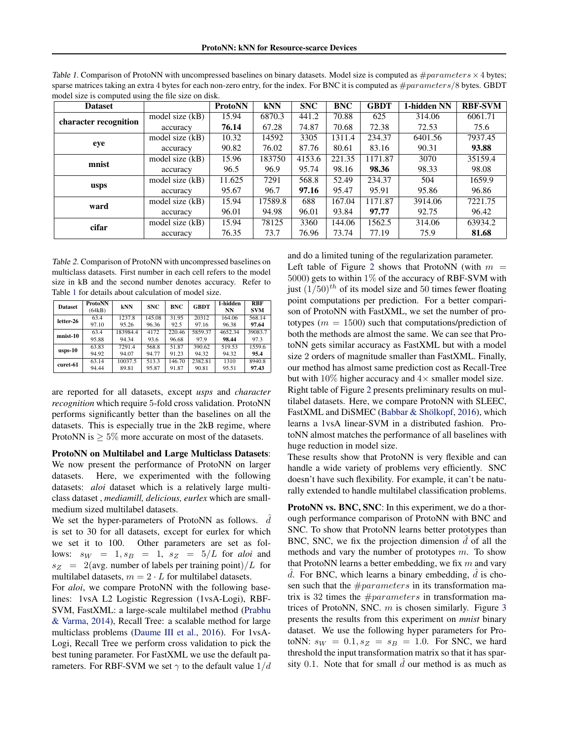Table 1. Comparison of ProtoNN with uncompressed baselines on binary datasets. Model size is computed as $\#parameters \times 4$ bytes; sparse matrices taking an extra 4 bytes for each non-zero entry, for the index. For BNC it is computed as $\#parameters/8$ bytes. GBDT model size is computed using the file size on disk.

| Dataset | | ProtoNN | kNN | SNC | BNC | GBDT | 1-hidden NN | RBF-SVM |
|---|---|---|---|---|---|---|---|---|
| **character recognition** | model size (kB) | 15.94 | 6870.3 | 441.2 | 70.88 | 625 | 314.06 | 6061.71 |
| | accuracy | **76.14** | 67.28 | 74.87 | 70.68 | 72.38 | 72.53 | 75.6 |
| **eye** | model size (kB) | 10.32 | 14592 | 3305 | 1311.4 | 234.37 | 6401.56 | 7937.45 |
| | accuracy | 90.82 | 76.02 | 87.76 | 80.61 | 83.16 | 90.31 | **93.88** |
| **mnist** | model size (kB) | 15.96 | 183750 | 4153.6 | 221.35 | 1171.87 | 3070 | 35159.4 |
| | accuracy | 96.5 | 96.9 | 95.74 | 98.16 | **98.36** | 98.33 | 98.08 |
| **usps** | model size (kB) | 11.625 | 7291 | 568.8 | 52.49 | 234.37 | 504 | 1659.9 |
| | accuracy | 95.67 | 96.7 | **97.16** | 95.47 | 95.91 | 95.86 | 96.86 |
| **ward** | model size (kB) | 15.94 | 17589.8 | 688 | 167.04 | 1171.87 | 3914.06 | 7221.75 |
| | accuracy | 96.01 | 94.98 | 96.01 | 93.84 | **97.77** | 92.75 | 96.42 |
| **cifar** | model size (kB) | 15.94 | 78125 | 3360 | 144.06 | 1562.5 | 314.06 | 63934.2 |
| | accuracy | 76.35 | 73.7 | 76.96 | 73.74 | 77.19 | 75.9 | **81.68** |

Table 2. Comparison of ProtoNN with uncompressed baselines on multiclass datasets. First number in each cell refers to the model size in kB and the second number denotes accuracy. Refer to Table 1 for details about calculation of model size.

| Dataset | ProtoNN (64kB) | kNN | SNC | BNC | GBDT | 1-hidden NN | RBF SVM |
|---|---|---|---|---|---|---|---|
| **letter-26** | 63.4<br>97.10 | 1237.8<br>95.26 | 145.08<br>96.36 | 31.95<br>92.5 | 20312<br>97.16 | 164.06<br>96.38 | 568.14<br>**97.64** |
| **mnist-10** | 63.4<br>95.88 | 183984.4<br>94.34 | 4172<br>93.6 | 220.46<br>96.68 | 5859.37<br>97.9 | 4652.34<br>**98.44** | 39083.7<br>97.3 |
| **usps-10** | 63.83<br>94.92 | 7291.4<br>94.07 | 568.8<br>94.77 | 51.87<br>91.23 | 390.62<br>94.32 | 519.53<br>94.32 | 1559.6<br>**95.4** |
| **curet-61** | 63.14<br>94.44 | 10037.5<br>89.81 | 513.3<br>95.87 | 146.70<br>91.87 | 2382.81<br>90.81 | 1310<br>95.51 | 8940.8<br>**97.43** |

are reported for all datasets, except *usps* and *character recognition* which require 5-fold cross validation. ProtoNN performs significantly better than the baselines on all the datasets. This is especially true in the 2kB regime, where ProtoNN is $\geq 5\%$ more accurate on most of the datasets.

**ProtoNN on Multilabel and Large Multiclass Datasets**: We now present the performance of ProtoNN on larger datasets. Here, we experimented with the following datasets: *aloi* dataset which is a relatively large multiclass dataset , *mediamill, delicious, eurlex* which are small-medium sized multilabel datasets.

We set the hyper-parameters of ProtoNN as follows. $\hat{d}$ is set to 30 for all datasets, except for eurlex for which we set it to 100. Other parameters are set as follows: $s_W = 1, s_B = 1$, $s_Z = 5/L$ for *aloi* and $s_Z = 2(\text{avg. number of labels per training point})/L$ for multilabel datasets, $m = 2 \cdot L$ for multilabel datasets.

For *aloi*, we compare ProtoNN with the following baselines: 1vsA L2 Logistic Regression (1vsA-Logi), RBF-SVM, FastXML: a large-scale multilabel method (Prabhu & Varma, 2014), Recall Tree: a scalable method for large multiclass problems (Daume III et al., 2016). For 1vsA-Logi, Recall Tree we perform cross validation to pick the best tuning parameter. For FastXML we use the default parameters. For RBF-SVM we set $\gamma$ to the default value $1/d$ and do a limited tuning of the regularization parameter.

Left table of Figure 2 shows that ProtoNN (with $m = 5000$) gets to within $1\%$ of the accuracy of RBF-SVM with just $(1/50)^{th}$ of its model size and 50 times fewer floating point computations per prediction. For a better comparison of ProtoNN with FastXML, we set the number of prototypes ($m = 1500$) such that computations/prediction of both the methods are almost the same. We can see that ProtoNN gets similar accuracy as FastXML but with a model size 2 orders of magnitude smaller than FastXML. Finally, our method has almost same prediction cost as Recall-Tree but with $10\%$ higher accuracy and $4\times$ smaller model size.

Right table of Figure 2 presents preliminary results on multilabel datasets. Here, we compare ProtoNN with SLEEC, FastXML and DiSMEC (Babbar & Shölkopf, 2016), which learns a 1vsA linear-SVM in a distributed fashion. ProtoNN almost matches the performance of all baselines with huge reduction in model size.

These results show that ProtoNN is very flexible and can handle a wide variety of problems very efficiently. SNC doesn't have such flexibility. For example, it can't be naturally extended to handle multilabel classification problems.

**ProtoNN vs. BNC, SNC**: In this experiment, we do a thorough performance comparison of ProtoNN with BNC and SNC. To show that ProtoNN learns better prototypes than BNC, SNC, we fix the projection dimension $\hat{d}$ of all the methods and vary the number of prototypes $m$. To show that ProtoNN learns a better embedding, we fix $m$ and vary $\hat{d}$. For BNC, which learns a binary embedding, $\hat{d}$ is chosen such that the $\#parameters$ in its transformation matrix is 32 times the $\#parameters$ in transformation matrices of ProtoNN, SNC. $m$ is chosen similarly. Figure 3 presents the results from this experiment on *mnist* binary dataset. We use the following hyper parameters for ProtoNN: $s_W = 0.1, s_Z = s_B = 1.0$. For SNC, we hard threshold the input transformation matrix so that it has sparsity 0.1. Note that for small $\hat{d}$ our method is as much as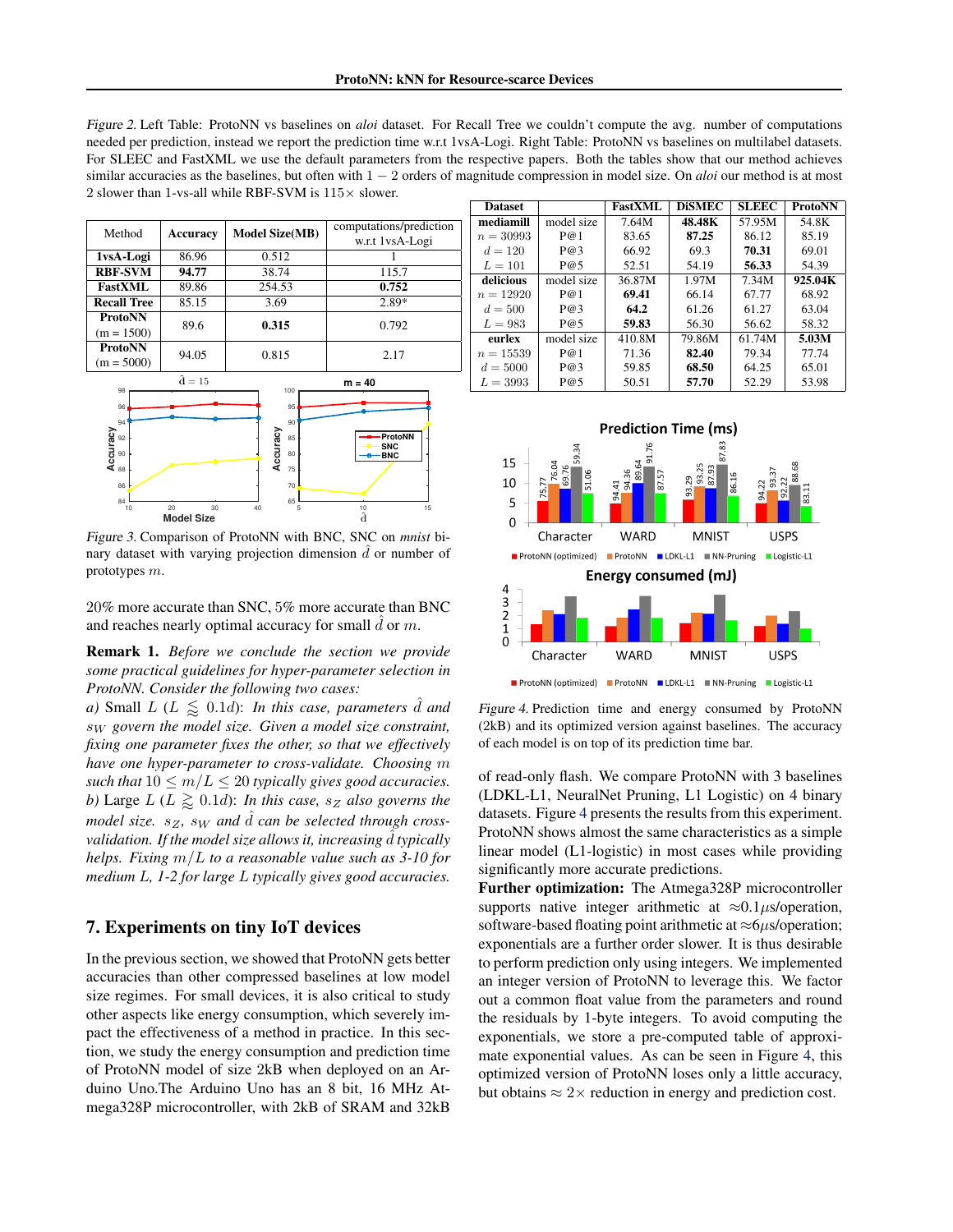*Figure 2.* Left Table: ProtoNN vs baselines on *aloi* dataset. For Recall Tree we couldn't compute the avg. number of computations needed per prediction, instead we report the prediction time w.r.t 1vsA-Logi. Right Table: ProtoNN vs baselines on multilabel datasets. For SLEEC and FastXML we use the default parameters from the respective papers. Both the tables show that our method achieves similar accuracies as the baselines, but often with $1-2$ orders of magnitude compression in model size. On *aloi* our method is at most 2 slower than 1-vs-all while RBF-SVM is 115× slower.

| Method | Accuracy | Model Size(MB) | computations/prediction w.r.t 1vsA-Logi |
|---|---|---|---|
| **1vsA-Logi** | 86.96 | 0.512 | 1 |
| **RBF-SVM** | **94.77** | 38.74 | 115.7 |
| **FastXML** | 89.86 | 254.53 | **0.752** |
| **Recall Tree** | 85.15 | 3.69 | 2.89* |
| **ProtoNN** (m = 1500) | 89.6 | **0.315** | 0.792 |
| **ProtoNN** (m = 5000) | 94.05 | 0.815 | 2.17 |

| Dataset | | FastXML | DiSMEC | SLEEC | ProtoNN |
|---|---|---|---|---|---|
| **mediamill** | model size | 7.64M | **48.48K** | 57.95M | 54.8K |
| $n = 30993$ | P@1 | 83.65 | **87.25** | 86.12 | 85.19 |
| $d = 120$ | P@3 | 66.92 | 69.3 | **70.31** | 69.01 |
| $L = 101$ | P@5 | 52.51 | 54.19 | **56.33** | 54.39 |
| **delicious** | model size | 36.87M | 1.97M | 7.34M | **925.04K** |
| $n = 12920$ | P@1 | **69.41** | 66.14 | 67.77 | 68.92 |
| $d = 500$ | P@3 | **64.2** | 61.26 | 61.27 | 63.04 |
| $L = 983$ | P@5 | **59.83** | 56.30 | 56.62 | 58.32 |
| **eurlex** | model size | 410.8M | 79.86M | 61.74M | **5.03M** |
| $n = 15539$ | P@1 | 71.36 | **82.40** | 79.34 | 77.74 |
| $d = 5000$ | P@3 | 59.85 | **68.50** | 64.25 | 65.01 |
| $L = 3993$ | P@5 | 50.51 | **57.70** | 52.29 | 53.98 |

*Figure 3.* Comparison of ProtoNN with BNC, SNC on *mnist* binary dataset with varying projection dimension $\hat{d}$ or number of prototypes $m$.

20% more accurate than SNC, 5% more accurate than BNC and reaches nearly optimal accuracy for small $\hat{d}$ or $m$.

**Remark 1.** *Before we conclude the section we provide some practical guidelines for hyper-parameter selection in ProtoNN. Consider the following two cases:*
*a)* Small $L$ ($L \lessapprox 0.1d$): *In this case, parameters $\hat{d}$ and $s_W$ govern the model size. Given a model size constraint, fixing one parameter fixes the other, so that we effectively have one hyper-parameter to cross-validate. Choosing $m$ such that $10 \leq m/L \leq 20$ typically gives good accuracies.*
*b)* Large $L$ ($L \gtrapprox 0.1d$): *In this case, $s_Z$ also governs the model size. $s_Z$, $s_W$ and $\hat{d}$ can be selected through cross-validation. If the model size allows it, increasing $\hat{d}$ typically helps. Fixing $m/L$ to a reasonable value such as 3-10 for medium $L$, 1-2 for large $L$ typically gives good accuracies.*

## 7. Experiments on tiny IoT devices

In the previous section, we showed that ProtoNN gets better accuracies than other compressed baselines at low model size regimes. For small devices, it is also critical to study other aspects like energy consumption, which severely impact the effectiveness of a method in practice. In this section, we study the energy consumption and prediction time of ProtoNN model of size 2kB when deployed on an Arduino Uno.The Arduino Uno has an 8 bit, 16 MHz Atmega328P microcontroller, with 2kB of SRAM and 32kB of read-only flash. We compare ProtoNN with 3 baselines (LDKL-L1, NeuralNet Pruning, L1 Logistic) on 4 binary datasets. Figure 4 presents the results from this experiment. ProtoNN shows almost the same characteristics as a simple linear model (L1-logistic) in most cases while providing significantly more accurate predictions.

*Figure 4.* Prediction time and energy consumed by ProtoNN (2kB) and its optimized version against baselines. The accuracy of each model is on top of its prediction time bar.

**Further optimization:** The Atmega328P microcontroller supports native integer arithmetic at ≈0.1μs/operation, software-based floating point arithmetic at ≈6μs/operation; exponentials are a further order slower. It is thus desirable to perform prediction only using integers. We implemented an integer version of ProtoNN to leverage this. We factor out a common float value from the parameters and round the residuals by 1-byte integers. To avoid computing the exponentials, we store a pre-computed table of approximate exponential values. As can be seen in Figure 4, this optimized version of ProtoNN loses only a little accuracy, but obtains ≈ 2× reduction in energy and prediction cost.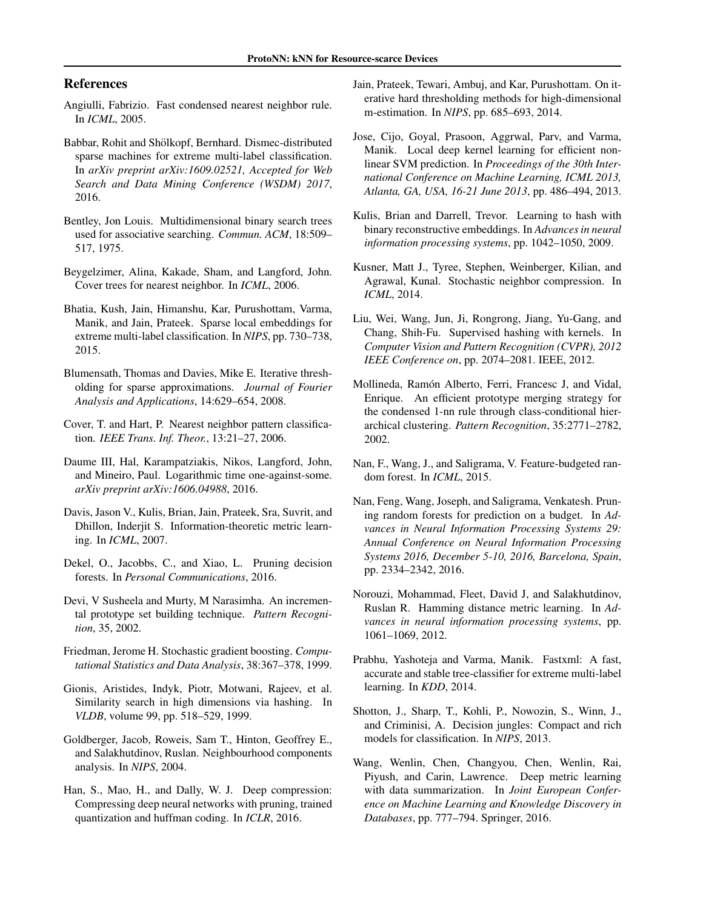## References

Angiulli, Fabrizio. Fast condensed nearest neighbor rule. In *ICML*, 2005.

Babbar, Rohit and Shölkopf, Bernhard. Dismec-distributed sparse machines for extreme multi-label classification. In *arXiv preprint arXiv:1609.02521, Accepted for Web Search and Data Mining Conference (WSDM) 2017*, 2016.

Bentley, Jon Louis. Multidimensional binary search trees used for associative searching. *Commun. ACM*, 18:509–517, 1975.

Beygelzimer, Alina, Kakade, Sham, and Langford, John. Cover trees for nearest neighbor. In *ICML*, 2006.

Bhatia, Kush, Jain, Himanshu, Kar, Purushottam, Varma, Manik, and Jain, Prateek. Sparse local embeddings for extreme multi-label classification. In *NIPS*, pp. 730–738, 2015.

Blumensath, Thomas and Davies, Mike E. Iterative thresholding for sparse approximations. *Journal of Fourier Analysis and Applications*, 14:629–654, 2008.

Cover, T. and Hart, P. Nearest neighbor pattern classification. *IEEE Trans. Inf. Theor.*, 13:21–27, 2006.

Daume III, Hal, Karampatziakis, Nikos, Langford, John, and Mineiro, Paul. Logarithmic time one-against-some. *arXiv preprint arXiv:1606.04988*, 2016.

Davis, Jason V., Kulis, Brian, Jain, Prateek, Sra, Suvrit, and Dhillon, Inderjit S. Information-theoretic metric learning. In *ICML*, 2007.

Dekel, O., Jacobbs, C., and Xiao, L. Pruning decision forests. In *Personal Communications*, 2016.

Devi, V Susheela and Murty, M Narasimha. An incremental prototype set building technique. *Pattern Recognition*, 35, 2002.

Friedman, Jerome H. Stochastic gradient boosting. *Computational Statistics and Data Analysis*, 38:367–378, 1999.

Gionis, Aristides, Indyk, Piotr, Motwani, Rajeev, et al. Similarity search in high dimensions via hashing. In *VLDB*, volume 99, pp. 518–529, 1999.

Goldberger, Jacob, Roweis, Sam T., Hinton, Geoffrey E., and Salakhutdinov, Ruslan. Neighbourhood components analysis. In *NIPS*, 2004.

Han, S., Mao, H., and Dally, W. J. Deep compression: Compressing deep neural networks with pruning, trained quantization and huffman coding. In *ICLR*, 2016.

Jain, Prateek, Tewari, Ambuj, and Kar, Purushottam. On iterative hard thresholding methods for high-dimensional m-estimation. In *NIPS*, pp. 685–693, 2014.

Jose, Cijo, Goyal, Prasoon, Aggrwal, Parv, and Varma, Manik. Local deep kernel learning for efficient nonlinear SVM prediction. In *Proceedings of the 30th International Conference on Machine Learning, ICML 2013, Atlanta, GA, USA, 16-21 June 2013*, pp. 486–494, 2013.

Kulis, Brian and Darrell, Trevor. Learning to hash with binary reconstructive embeddings. In *Advances in neural information processing systems*, pp. 1042–1050, 2009.

Kusner, Matt J., Tyree, Stephen, Weinberger, Kilian, and Agrawal, Kunal. Stochastic neighbor compression. In *ICML*, 2014.

Liu, Wei, Wang, Jun, Ji, Rongrong, Jiang, Yu-Gang, and Chang, Shih-Fu. Supervised hashing with kernels. In *Computer Vision and Pattern Recognition (CVPR), 2012 IEEE Conference on*, pp. 2074–2081. IEEE, 2012.

Mollineda, Ramón Alberto, Ferri, Francesc J, and Vidal, Enrique. An efficient prototype merging strategy for the condensed 1-nn rule through class-conditional hierarchical clustering. *Pattern Recognition*, 35:2771–2782, 2002.

Nan, F., Wang, J., and Saligrama, V. Feature-budgeted random forest. In *ICML*, 2015.

Nan, Feng, Wang, Joseph, and Saligrama, Venkatesh. Pruning random forests for prediction on a budget. In *Advances in Neural Information Processing Systems 29: Annual Conference on Neural Information Processing Systems 2016, December 5-10, 2016, Barcelona, Spain*, pp. 2334–2342, 2016.

Norouzi, Mohammad, Fleet, David J, and Salakhutdinov, Ruslan R. Hamming distance metric learning. In *Advances in neural information processing systems*, pp. 1061–1069, 2012.

Prabhu, Yashoteja and Varma, Manik. Fastxml: A fast, accurate and stable tree-classifier for extreme multi-label learning. In *KDD*, 2014.

Shotton, J., Sharp, T., Kohli, P., Nowozin, S., Winn, J., and Criminisi, A. Decision jungles: Compact and rich models for classification. In *NIPS*, 2013.

Wang, Wenlin, Chen, Changyou, Chen, Wenlin, Rai, Piyush, and Carin, Lawrence. Deep metric learning with data summarization. In *Joint European Conference on Machine Learning and Knowledge Discovery in Databases*, pp. 777–794. Springer, 2016.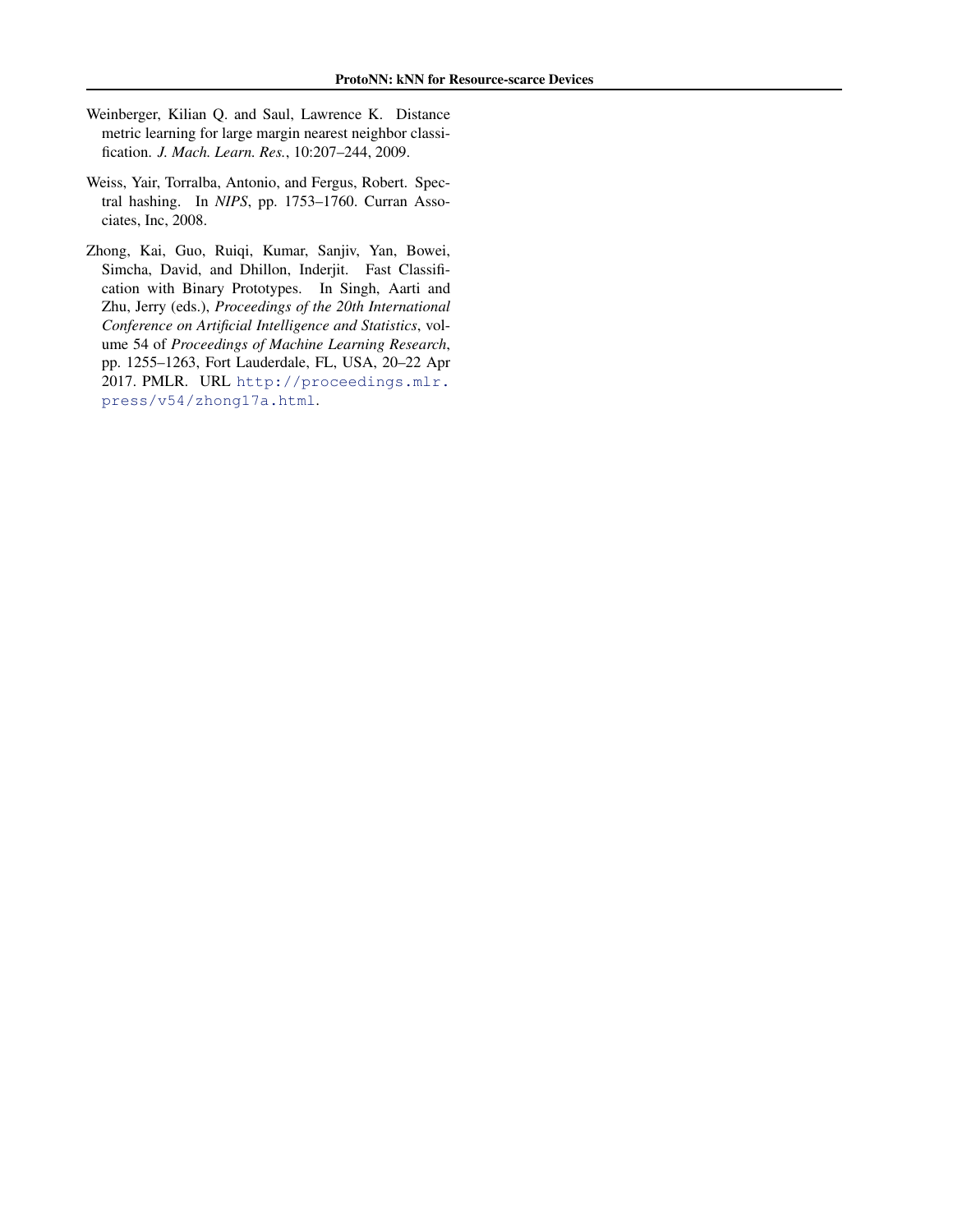Weinberger, Kilian Q. and Saul, Lawrence K. Distance metric learning for large margin nearest neighbor classification. *J. Mach. Learn. Res.*, 10:207–244, 2009.

Weiss, Yair, Torralba, Antonio, and Fergus, Robert. Spectral hashing. In *NIPS*, pp. 1753–1760. Curran Associates, Inc, 2008.

Zhong, Kai, Guo, Ruiqi, Kumar, Sanjiv, Yan, Bowei, Simcha, David, and Dhillon, Inderjit. Fast Classification with Binary Prototypes. In Singh, Aarti and Zhu, Jerry (eds.), *Proceedings of the 20th International Conference on Artificial Intelligence and Statistics*, volume 54 of *Proceedings of Machine Learning Research*, pp. 1255–1263, Fort Lauderdale, FL, USA, 20–22 Apr 2017. PMLR. URL http://proceedings.mlr.press/v54/zhong17a.html.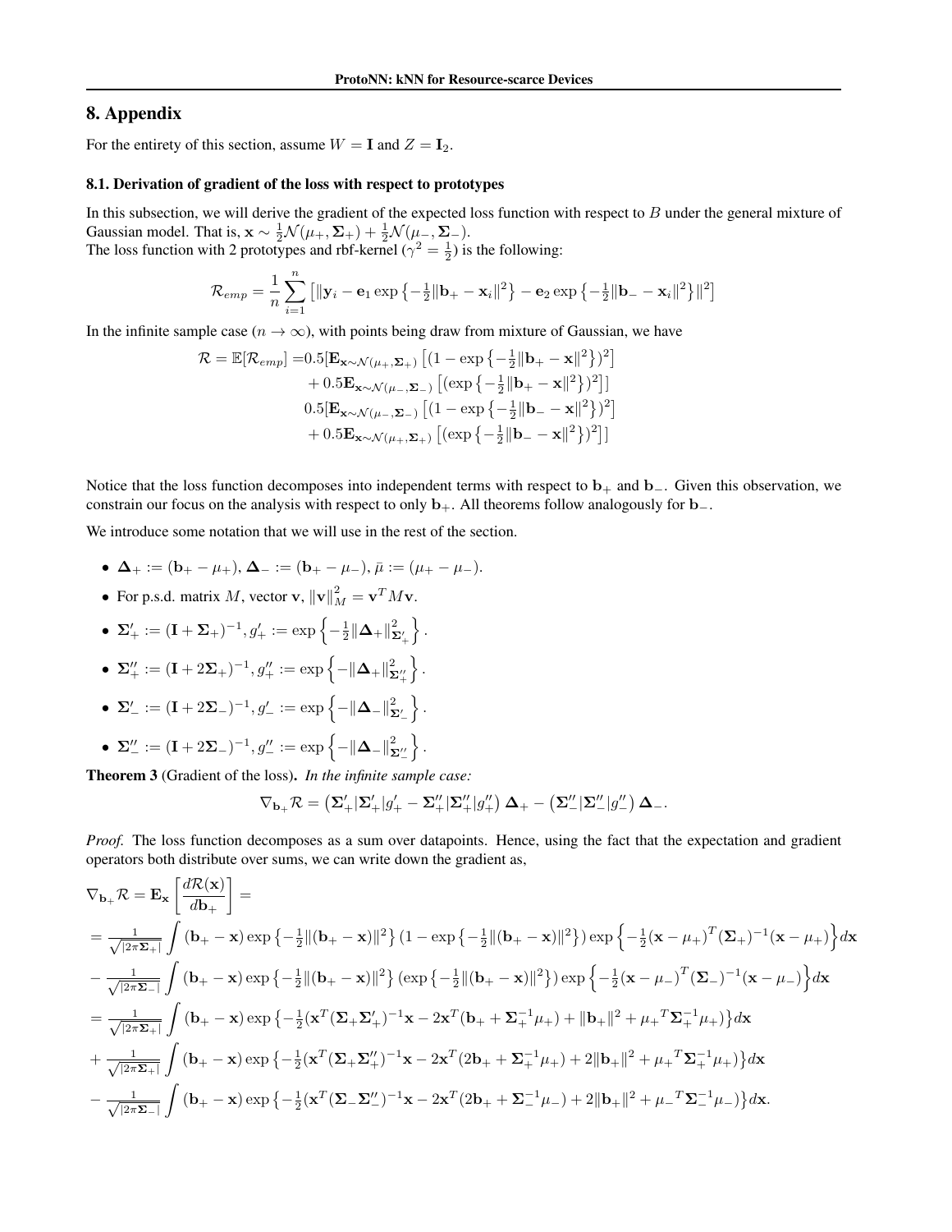## 8. Appendix

For the entirety of this section, assume $W = \mathbf{I}$ and $Z = \mathbf{I}_2$.

### 8.1. Derivation of gradient of the loss with respect to prototypes

In this subsection, we will derive the gradient of the expected loss function with respect to $B$ under the general mixture of Gaussian model. That is, $\mathbf{x} \sim \frac{1}{2}\mathcal{N}(\mu_+, \mathbf{\Sigma}_+) + \frac{1}{2}\mathcal{N}(\mu_-, \mathbf{\Sigma}_-)$.
The loss function with 2 prototypes and rbf-kernel ($\gamma^2 = \frac{1}{2}$) is the following:

$$\mathcal{R}_{emp} = \frac{1}{n}\sum_{i=1}^{n}\left[\|\mathbf{y}_i - \mathbf{e}_1 \exp\left\{-\tfrac{1}{2}\|\mathbf{b}_+ - \mathbf{x}_i\|^2\right\} - \mathbf{e}_2 \exp\left\{-\tfrac{1}{2}\|\mathbf{b}_- - \mathbf{x}_i\|^2\right\}\|^2\right]$$

In the infinite sample case ($n \to \infty$), with points being draw from mixture of Gaussian, we have

$$\begin{aligned}
\mathcal{R} = \mathbb{E}[\mathcal{R}_{emp}] =& 0.5[\mathbf{E}_{\mathbf{x}\sim\mathcal{N}(\mu_+,\mathbf{\Sigma}_+)}\left[(1 - \exp\left\{-\tfrac{1}{2}\|\mathbf{b}_+ - \mathbf{x}\|^2\right\})^2\right] \\
&+ 0.5\mathbf{E}_{\mathbf{x}\sim\mathcal{N}(\mu_-,\mathbf{\Sigma}_-)}\left[(\exp\left\{-\tfrac{1}{2}\|\mathbf{b}_+ - \mathbf{x}\|^2\right\})^2\right]] \\
& 0.5[\mathbf{E}_{\mathbf{x}\sim\mathcal{N}(\mu_-,\mathbf{\Sigma}_-)}\left[(1 - \exp\left\{-\tfrac{1}{2}\|\mathbf{b}_- - \mathbf{x}\|^2\right\})^2\right] \\
&+ 0.5\mathbf{E}_{\mathbf{x}\sim\mathcal{N}(\mu_+,\mathbf{\Sigma}_+)}\left[(\exp\left\{-\tfrac{1}{2}\|\mathbf{b}_- - \mathbf{x}\|^2\right\})^2\right]]
\end{aligned}$$

Notice that the loss function decomposes into independent terms with respect to $\mathbf{b}_+$ and $\mathbf{b}_-$. Given this observation, we constrain our focus on the analysis with respect to only $\mathbf{b}_+$. All theorems follow analogously for $\mathbf{b}_-$.

We introduce some notation that we will use in the rest of the section.

- $\mathbf{\Delta}_+ := (\mathbf{b}_+ - \mu_+)$, $\mathbf{\Delta}_- := (\mathbf{b}_+ - \mu_-)$, $\bar{\mu} := (\mu_+ - \mu_-)$.
- For p.s.d. matrix $M$, vector $\mathbf{v}$, $\|\mathbf{v}\|_M^2 = \mathbf{v}^T M \mathbf{v}$.
- $\mathbf{\Sigma}'_+ := (\mathbf{I} + \mathbf{\Sigma}_+)^{-1}$, $g'_+ := \exp\left\{-\frac{1}{2}\|\mathbf{\Delta}_+\|^2_{\mathbf{\Sigma}'_+}\right\}$.
- $\mathbf{\Sigma}''_+ := (\mathbf{I} + 2\mathbf{\Sigma}_+)^{-1}$, $g''_+ := \exp\left\{-\|\mathbf{\Delta}_+\|^2_{\mathbf{\Sigma}''_+}\right\}$.
- $\mathbf{\Sigma}'_- := (\mathbf{I} + 2\mathbf{\Sigma}_-)^{-1}$, $g'_- := \exp\left\{-\|\mathbf{\Delta}_-\|^2_{\mathbf{\Sigma}'_-}\right\}$.
- $\mathbf{\Sigma}''_- := (\mathbf{I} + 2\mathbf{\Sigma}_-)^{-1}$, $g''_- := \exp\left\{-\|\mathbf{\Delta}_-\|^2_{\mathbf{\Sigma}''_-}\right\}$.

**Theorem 3** (Gradient of the loss). *In the infinite sample case:*

$$\nabla_{\mathbf{b}_+}\mathcal{R} = \left(\mathbf{\Sigma}'_+|\mathbf{\Sigma}'_+|g'_+ - \mathbf{\Sigma}''_+|\mathbf{\Sigma}''_+|g''_+\right)\mathbf{\Delta}_+ - \left(\mathbf{\Sigma}''_-|\mathbf{\Sigma}''_-|g''_-\right)\mathbf{\Delta}_-.$$

*Proof.* The loss function decomposes as a sum over datapoints. Hence, using the fact that the expectation and gradient operators both distribute over sums, we can write down the gradient as,

$$\begin{aligned}
&\nabla_{\mathbf{b}_+}\mathcal{R} = \mathbf{E}_{\mathbf{x}}\left[\frac{d\mathcal{R}(\mathbf{x})}{d\mathbf{b}_+}\right] = \\
&= \tfrac{1}{\sqrt{|2\pi\mathbf{\Sigma}_+|}}\int(\mathbf{b}_+ - \mathbf{x})\exp\left\{-\tfrac{1}{2}\|(\mathbf{b}_+ - \mathbf{x})\|^2\right\}\left(1 - \exp\left\{-\tfrac{1}{2}\|(\mathbf{b}_+ - \mathbf{x})\|^2\right\}\right)\exp\left\{-\tfrac{1}{2}(\mathbf{x} - \mu_+)^T(\mathbf{\Sigma}_+)^{-1}(\mathbf{x} - \mu_+)\right\}d\mathbf{x} \\
&- \tfrac{1}{\sqrt{|2\pi\mathbf{\Sigma}_-|}}\int(\mathbf{b}_+ - \mathbf{x})\exp\left\{-\tfrac{1}{2}\|(\mathbf{b}_+ - \mathbf{x})\|^2\right\}\left(\exp\left\{-\tfrac{1}{2}\|(\mathbf{b}_+ - \mathbf{x})\|^2\right\}\right)\exp\left\{-\tfrac{1}{2}(\mathbf{x} - \mu_-)^T(\mathbf{\Sigma}_-)^{-1}(\mathbf{x} - \mu_-)\right\}d\mathbf{x} \\
&= \tfrac{1}{\sqrt{|2\pi\mathbf{\Sigma}_+|}}\int(\mathbf{b}_+ - \mathbf{x})\exp\left\{-\tfrac{1}{2}(\mathbf{x}^T(\mathbf{\Sigma}_+\mathbf{\Sigma}'_+)^{-1}\mathbf{x} - 2\mathbf{x}^T(\mathbf{b}_+ + \mathbf{\Sigma}_+^{-1}\mu_+) + \|\mathbf{b}_+\|^2 + {\mu_+}^T\mathbf{\Sigma}_+^{-1}\mu_+)\right\}d\mathbf{x} \\
&+ \tfrac{1}{\sqrt{|2\pi\mathbf{\Sigma}_+|}}\int(\mathbf{b}_+ - \mathbf{x})\exp\left\{-\tfrac{1}{2}(\mathbf{x}^T(\mathbf{\Sigma}_+\mathbf{\Sigma}''_+)^{-1}\mathbf{x} - 2\mathbf{x}^T(2\mathbf{b}_+ + \mathbf{\Sigma}_+^{-1}\mu_+) + 2\|\mathbf{b}_+\|^2 + {\mu_+}^T\mathbf{\Sigma}_+^{-1}\mu_+)\right\}d\mathbf{x} \\
&- \tfrac{1}{\sqrt{|2\pi\mathbf{\Sigma}_-|}}\int(\mathbf{b}_+ - \mathbf{x})\exp\left\{-\tfrac{1}{2}(\mathbf{x}^T(\mathbf{\Sigma}_-\mathbf{\Sigma}''_-)^{-1}\mathbf{x} - 2\mathbf{x}^T(2\mathbf{b}_+ + \mathbf{\Sigma}_-^{-1}\mu_-) + 2\|\mathbf{b}_+\|^2 + {\mu_-}^T\mathbf{\Sigma}_-^{-1}\mu_-)\right\}d\mathbf{x}.
\end{aligned}$$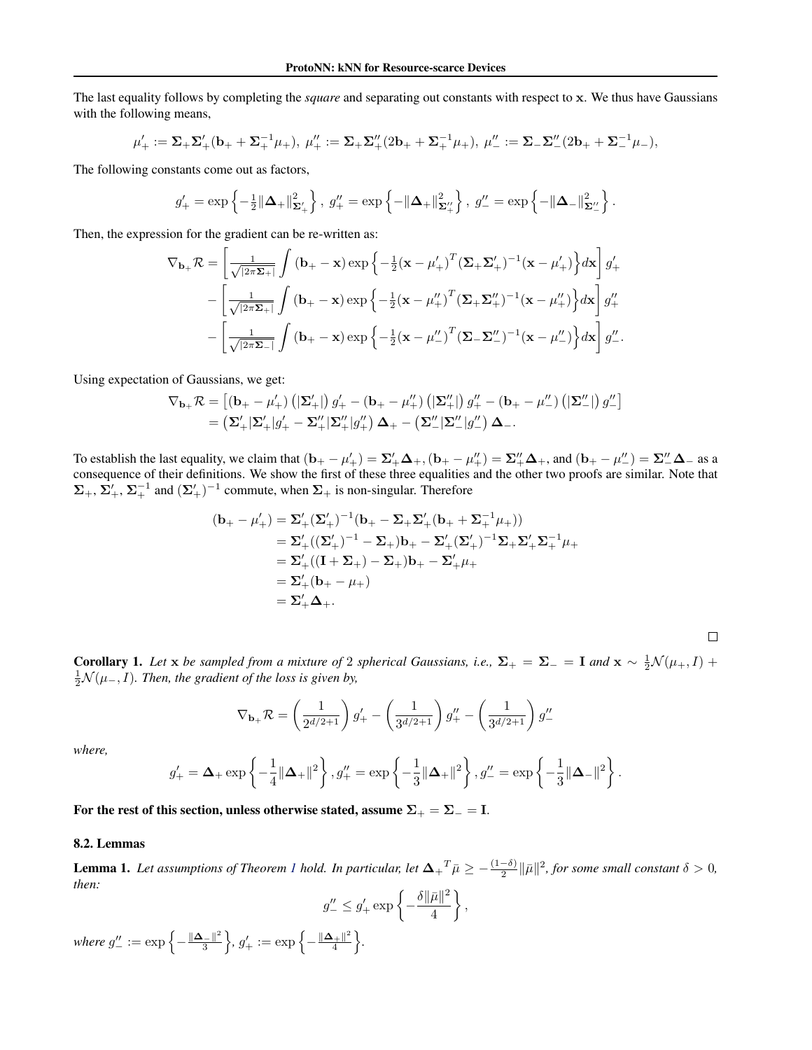The last equality follows by completing the *square* and separating out constants with respect to $\mathbf{x}$. We thus have Gaussians with the following means,

$$\mu'_+ := \mathbf{\Sigma}_+\mathbf{\Sigma}'_+(\mathbf{b}_+ + \mathbf{\Sigma}_+^{-1}\mu_+),\ \mu''_+ := \mathbf{\Sigma}_+\mathbf{\Sigma}''_+(2\mathbf{b}_+ + \mathbf{\Sigma}_+^{-1}\mu_+),\ \mu''_- := \mathbf{\Sigma}_-\mathbf{\Sigma}''_-(2\mathbf{b}_+ + \mathbf{\Sigma}_-^{-1}\mu_-),$$

The following constants come out as factors,

$$g'_+ = \exp\left\{-\tfrac{1}{2}\|\mathbf{\Delta}_+\|^2_{\mathbf{\Sigma}'_+}\right\},\ g''_+ = \exp\left\{-\|\mathbf{\Delta}_+\|^2_{\mathbf{\Sigma}''_+}\right\},\ g''_- = \exp\left\{-\|\mathbf{\Delta}_-\|^2_{\mathbf{\Sigma}''_-}\right\}.$$

Then, the expression for the gradient can be re-written as:

$$\begin{aligned}
\nabla_{\mathbf{b}_+}\mathcal{R} = &\left[\tfrac{1}{\sqrt{|2\pi\mathbf{\Sigma}_+|}}\int(\mathbf{b}_+ - \mathbf{x})\exp\left\{-\tfrac{1}{2}(\mathbf{x}-\mu'_+)^T(\mathbf{\Sigma}_+\mathbf{\Sigma}'_+)^{-1}(\mathbf{x}-\mu'_+)\right\}d\mathbf{x}\right]g'_+ \\
&- \left[\tfrac{1}{\sqrt{|2\pi\mathbf{\Sigma}_+|}}\int(\mathbf{b}_+ - \mathbf{x})\exp\left\{-\tfrac{1}{2}(\mathbf{x}-\mu''_+)^T(\mathbf{\Sigma}_+\mathbf{\Sigma}''_+)^{-1}(\mathbf{x}-\mu''_+)\right\}d\mathbf{x}\right]g''_+ \\
&- \left[\tfrac{1}{\sqrt{|2\pi\mathbf{\Sigma}_-|}}\int(\mathbf{b}_+ - \mathbf{x})\exp\left\{-\tfrac{1}{2}(\mathbf{x}-\mu''_-)^T(\mathbf{\Sigma}_-\mathbf{\Sigma}''_-)^{-1}(\mathbf{x}-\mu''_-)\right\}d\mathbf{x}\right]g''_-.
\end{aligned}$$

Using expectation of Gaussians, we get:

$$\begin{aligned}
\nabla_{\mathbf{b}_+}\mathcal{R} &= \left[(\mathbf{b}_+ - \mu'_+)\left(|\mathbf{\Sigma}'_+|\right)g'_+ - (\mathbf{b}_+ - \mu''_+)\left(|\mathbf{\Sigma}''_+|\right)g''_+ - (\mathbf{b}_+ - \mu''_-)\left(|\mathbf{\Sigma}''_-|\right)g''_-\right] \\
&= \left(\mathbf{\Sigma}'_+|\mathbf{\Sigma}'_+|g'_+ - \mathbf{\Sigma}''_+|\mathbf{\Sigma}''_+|g''_+\right)\mathbf{\Delta}_+ - \left(\mathbf{\Sigma}''_-|\mathbf{\Sigma}''_-|g''_-\right)\mathbf{\Delta}_-.
\end{aligned}$$

To establish the last equality, we claim that $(\mathbf{b}_+ - \mu'_+) = \mathbf{\Sigma}'_+\mathbf{\Delta}_+, (\mathbf{b}_+ - \mu''_+) = \mathbf{\Sigma}''_+\mathbf{\Delta}_+$, and $(\mathbf{b}_+ - \mu''_-) = \mathbf{\Sigma}''_-\mathbf{\Delta}_-$ as a consequence of their definitions. We show the first of these three equalities and the other two proofs are similar. Note that $\mathbf{\Sigma}_+$, $\mathbf{\Sigma}'_+$, $\mathbf{\Sigma}_+^{-1}$ and $(\mathbf{\Sigma}'_+)^{-1}$ commute, when $\mathbf{\Sigma}_+$ is non-singular. Therefore

$$\begin{aligned}
(\mathbf{b}_+ - \mu'_+) &= \mathbf{\Sigma}'_+(\mathbf{\Sigma}'_+)^{-1}(\mathbf{b}_+ - \mathbf{\Sigma}_+\mathbf{\Sigma}'_+(\mathbf{b}_+ + \mathbf{\Sigma}_+^{-1}\mu_+)) \\
&= \mathbf{\Sigma}'_+((\mathbf{\Sigma}'_+)^{-1} - \mathbf{\Sigma}_+)\mathbf{b}_+ - \mathbf{\Sigma}'_+(\mathbf{\Sigma}'_+)^{-1}\mathbf{\Sigma}_+\mathbf{\Sigma}'_+\mathbf{\Sigma}_+^{-1}\mu_+ \\
&= \mathbf{\Sigma}'_+((\mathbf{I} + \mathbf{\Sigma}_+) - \mathbf{\Sigma}_+)\mathbf{b}_+ - \mathbf{\Sigma}'_+\mu_+ \\
&= \mathbf{\Sigma}'_+(\mathbf{b}_+ - \mu_+) \\
&= \mathbf{\Sigma}'_+\mathbf{\Delta}_+.
\end{aligned}$$

□

**Corollary 1.** *Let* $\mathbf{x}$ *be sampled from a mixture of* 2 *spherical Gaussians, i.e.,* $\mathbf{\Sigma}_+ = \mathbf{\Sigma}_- = \mathbf{I}$ *and* $\mathbf{x} \sim \frac{1}{2}\mathcal{N}(\mu_+, I) + \frac{1}{2}\mathcal{N}(\mu_-, I)$. *Then, the gradient of the loss is given by,*

$$\nabla_{\mathbf{b}_+}\mathcal{R} = \left(\frac{1}{2^{d/2+1}}\right)g'_+ - \left(\frac{1}{3^{d/2+1}}\right)g''_+ - \left(\frac{1}{3^{d/2+1}}\right)g''_-$$

*where,*

$$g'_+ = \mathbf{\Delta}_+\exp\left\{-\frac{1}{4}\|\mathbf{\Delta}_+\|^2\right\}, g''_+ = \exp\left\{-\frac{1}{3}\|\mathbf{\Delta}_+\|^2\right\}, g''_- = \exp\left\{-\frac{1}{3}\|\mathbf{\Delta}_-\|^2\right\}.$$

**For the rest of this section, unless otherwise stated, assume $\mathbf{\Sigma}_+ = \mathbf{\Sigma}_- = \mathbf{I}$.**

### 8.2. Lemmas

**Lemma 1.** *Let assumptions of Theorem 1 hold. In particular, let* ${\mathbf{\Delta}_+}^T\bar{\mu} \geq -\frac{(1-\delta)}{2}\|\bar{\mu}\|^2$, *for some small constant* $\delta > 0$, *then:*

$$g''_- \leq g'_+\exp\left\{-\frac{\delta\|\bar{\mu}\|^2}{4}\right\},$$

*where* $g''_- := \exp\left\{-\frac{\|\mathbf{\Delta}_-\|^2}{3}\right\}$, $g'_+ := \exp\left\{-\frac{\|\mathbf{\Delta}_+\|^2}{4}\right\}$.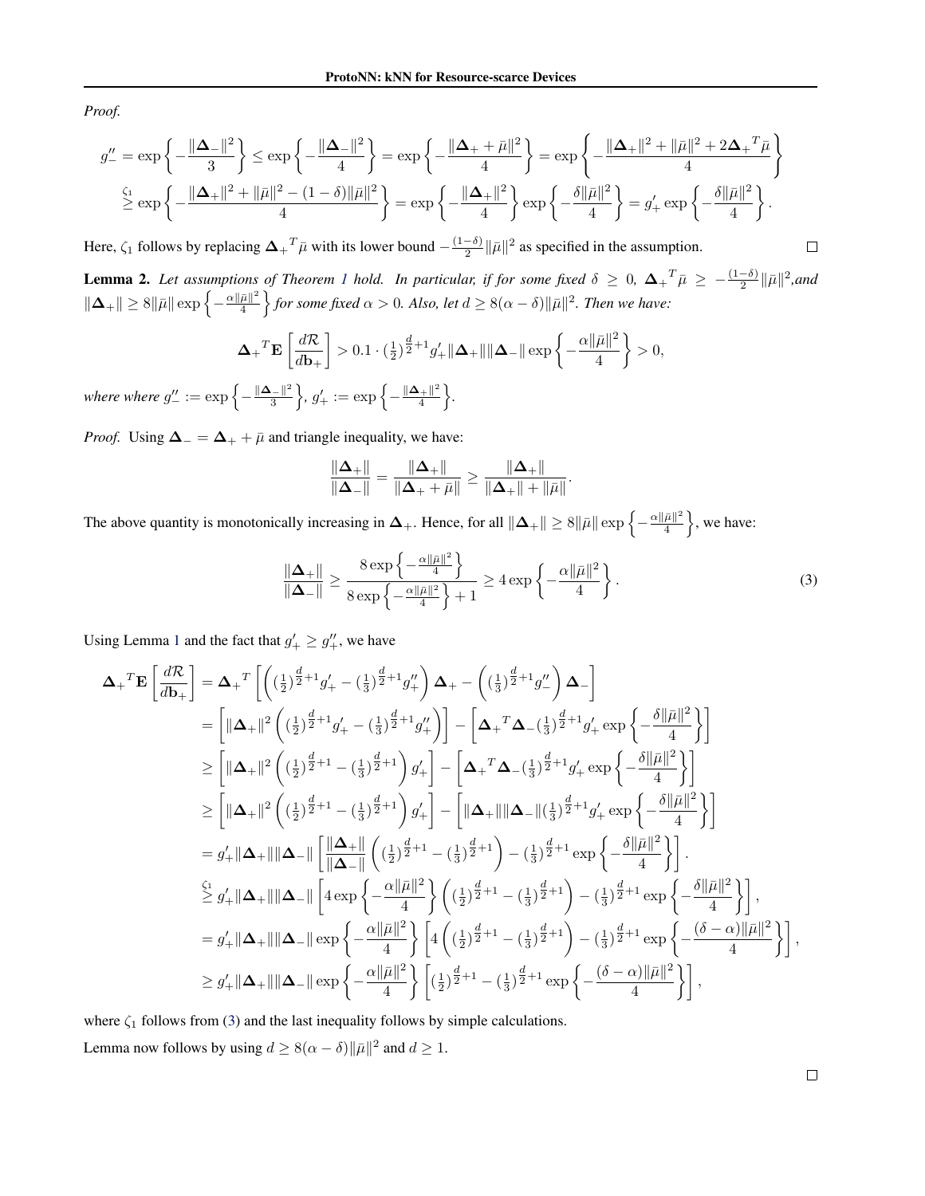*Proof.*

$$g''_- = \exp\left\{-\frac{\|\mathbf{\Delta}_-\|^2}{3}\right\} \leq \exp\left\{-\frac{\|\mathbf{\Delta}_-\|^2}{4}\right\} = \exp\left\{-\frac{\|\mathbf{\Delta}_+ + \bar{\mu}\|^2}{4}\right\} = \exp\left\{-\frac{\|\mathbf{\Delta}_+\|^2 + \|\bar{\mu}\|^2 + 2{\mathbf{\Delta}_+}^T\bar{\mu}}{4}\right\}$$

$$\overset{\zeta_1}{\geq} \exp\left\{-\frac{\|\mathbf{\Delta}_+\|^2 + \|\bar{\mu}\|^2 - (1-\delta)\|\bar{\mu}\|^2}{4}\right\} = \exp\left\{-\frac{\|\mathbf{\Delta}_+\|^2}{4}\right\}\exp\left\{-\frac{\delta\|\bar{\mu}\|^2}{4}\right\} = g'_+ \exp\left\{-\frac{\delta\|\bar{\mu}\|^2}{4}\right\}.$$

Here, $\zeta_1$ follows by replacing ${\mathbf{\Delta}_+}^T\bar{\mu}$ with its lower bound $-\frac{(1-\delta)}{2}\|\bar{\mu}\|^2$ as specified in the assumption. □

**Lemma 2.** *Let assumptions of Theorem 1 hold. In particular, if for some fixed $\delta \geq 0$, ${\mathbf{\Delta}_+}^T\bar{\mu} \geq -\frac{(1-\delta)}{2}\|\bar{\mu}\|^2$, and $\|\mathbf{\Delta}_+\| \geq 8\|\bar{\mu}\|\exp\left\{-\frac{\alpha\|\bar{\mu}\|^2}{4}\right\}$ for some fixed $\alpha > 0$. Also, let $d \geq 8(\alpha-\delta)\|\bar{\mu}\|^2$. Then we have:*

$${\mathbf{\Delta}_+}^T\mathbf{E}\left[\frac{d\mathcal{R}}{d\mathbf{b}_+}\right] > 0.1 \cdot (\tfrac{1}{2})^{\frac{d}{2}+1} g'_+ \|\mathbf{\Delta}_+\|\|\mathbf{\Delta}_-\|\exp\left\{-\frac{\alpha\|\bar{\mu}\|^2}{4}\right\} > 0,$$

*where where $g''_- := \exp\left\{-\frac{\|\mathbf{\Delta}_-\|^2}{3}\right\}$, $g'_+ := \exp\left\{-\frac{\|\mathbf{\Delta}_+\|^2}{4}\right\}$.*

*Proof.* Using $\mathbf{\Delta}_- = \mathbf{\Delta}_+ + \bar{\mu}$ and triangle inequality, we have:

$$\frac{\|\mathbf{\Delta}_+\|}{\|\mathbf{\Delta}_-\|} = \frac{\|\mathbf{\Delta}_+\|}{\|\mathbf{\Delta}_+ + \bar{\mu}\|} \geq \frac{\|\mathbf{\Delta}_+\|}{\|\mathbf{\Delta}_+\| + \|\bar{\mu}\|}.$$

The above quantity is monotonically increasing in $\mathbf{\Delta}_+$. Hence, for all $\|\mathbf{\Delta}_+\| \geq 8\|\bar{\mu}\|\exp\left\{-\frac{\alpha\|\bar{\mu}\|^2}{4}\right\}$, we have:

$$\frac{\|\mathbf{\Delta}_+\|}{\|\mathbf{\Delta}_-\|} \geq \frac{8\exp\left\{-\frac{\alpha\|\bar{\mu}\|^2}{4}\right\}}{8\exp\left\{-\frac{\alpha\|\bar{\mu}\|^2}{4}\right\}+1} \geq 4\exp\left\{-\frac{\alpha\|\bar{\mu}\|^2}{4}\right\}. \tag{3}$$

Using Lemma 1 and the fact that $g'_+ \geq g''_+$, we have

$${\mathbf{\Delta}_+}^T\mathbf{E}\left[\frac{d\mathcal{R}}{d\mathbf{b}_+}\right] = {\mathbf{\Delta}_+}^T\left[\left((\tfrac{1}{2})^{\frac{d}{2}+1}g'_+ - (\tfrac{1}{3})^{\frac{d}{2}+1}g''_+\right)\mathbf{\Delta}_+ - \left((\tfrac{1}{3})^{\frac{d}{2}+1}g''_-\right)\mathbf{\Delta}_-\right]$$

$$= \left[\|\mathbf{\Delta}_+\|^2\left((\tfrac{1}{2})^{\frac{d}{2}+1}g'_+ - (\tfrac{1}{3})^{\frac{d}{2}+1}g''_+\right)\right] - \left[{\mathbf{\Delta}_+}^T\mathbf{\Delta}_-(\tfrac{1}{3})^{\frac{d}{2}+1}g'_+\exp\left\{-\frac{\delta\|\bar{\mu}\|^2}{4}\right\}\right]$$

$$\geq \left[\|\mathbf{\Delta}_+\|^2\left((\tfrac{1}{2})^{\frac{d}{2}+1} - (\tfrac{1}{3})^{\frac{d}{2}+1}\right)g'_+\right] - \left[{\mathbf{\Delta}_+}^T\mathbf{\Delta}_-(\tfrac{1}{3})^{\frac{d}{2}+1}g'_+\exp\left\{-\frac{\delta\|\bar{\mu}\|^2}{4}\right\}\right]$$

$$\geq \left[\|\mathbf{\Delta}_+\|^2\left((\tfrac{1}{2})^{\frac{d}{2}+1} - (\tfrac{1}{3})^{\frac{d}{2}+1}\right)g'_+\right] - \left[\|\mathbf{\Delta}_+\|\|\mathbf{\Delta}_-\|(\tfrac{1}{3})^{\frac{d}{2}+1}g'_+\exp\left\{-\frac{\delta\|\bar{\mu}\|^2}{4}\right\}\right]$$

$$= g'_+\|\mathbf{\Delta}_+\|\|\mathbf{\Delta}_-\|\left[\frac{\|\mathbf{\Delta}_+\|}{\|\mathbf{\Delta}_-\|}\left((\tfrac{1}{2})^{\frac{d}{2}+1} - (\tfrac{1}{3})^{\frac{d}{2}+1}\right) - (\tfrac{1}{3})^{\frac{d}{2}+1}\exp\left\{-\frac{\delta\|\bar{\mu}\|^2}{4}\right\}\right].$$

$$\overset{\zeta_1}{\geq} g'_+\|\mathbf{\Delta}_+\|\|\mathbf{\Delta}_-\|\left[4\exp\left\{-\frac{\alpha\|\bar{\mu}\|^2}{4}\right\}\left((\tfrac{1}{2})^{\frac{d}{2}+1} - (\tfrac{1}{3})^{\frac{d}{2}+1}\right) - (\tfrac{1}{3})^{\frac{d}{2}+1}\exp\left\{-\frac{\delta\|\bar{\mu}\|^2}{4}\right\}\right],$$

$$= g'_+\|\mathbf{\Delta}_+\|\|\mathbf{\Delta}_-\|\exp\left\{-\frac{\alpha\|\bar{\mu}\|^2}{4}\right\}\left[4\left((\tfrac{1}{2})^{\frac{d}{2}+1} - (\tfrac{1}{3})^{\frac{d}{2}+1}\right) - (\tfrac{1}{3})^{\frac{d}{2}+1}\exp\left\{-\frac{(\delta-\alpha)\|\bar{\mu}\|^2}{4}\right\}\right],$$

$$\geq g'_+\|\mathbf{\Delta}_+\|\|\mathbf{\Delta}_-\|\exp\left\{-\frac{\alpha\|\bar{\mu}\|^2}{4}\right\}\left[(\tfrac{1}{2})^{\frac{d}{2}+1} - (\tfrac{1}{3})^{\frac{d}{2}+1}\exp\left\{-\frac{(\delta-\alpha)\|\bar{\mu}\|^2}{4}\right\}\right],$$

where $\zeta_1$ follows from (3) and the last inequality follows by simple calculations.

Lemma now follows by using $d \geq 8(\alpha-\delta)\|\bar{\mu}\|^2$ and $d \geq 1$.

□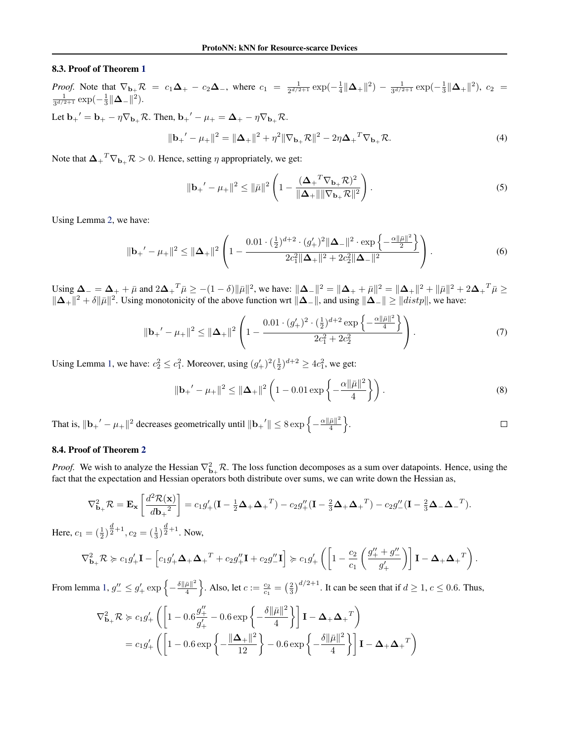### 8.3. Proof of Theorem 1

*Proof.* Note that $\nabla_{\mathbf{b}_+}\mathcal{R} = c_1\mathbf{\Delta}_+ - c_2\mathbf{\Delta}_-$, where $c_1 = \frac{1}{2^{d/2+1}}\exp(-\frac{1}{4}\|\mathbf{\Delta}_+\|^2) - \frac{1}{3^{d/2+1}}\exp(-\frac{1}{3}\|\mathbf{\Delta}_+\|^2)$, $c_2 = \frac{1}{3^{d/2+1}}\exp(-\frac{1}{3}\|\mathbf{\Delta}_-\|^2)$.

Let $\mathbf{b}_+{}' = \mathbf{b}_+ - \eta\nabla_{\mathbf{b}_+}\mathcal{R}$. Then, $\mathbf{b}_+{}' - \mu_+ = \mathbf{\Delta}_+ - \eta\nabla_{\mathbf{b}_+}\mathcal{R}$.

$$\|\mathbf{b}_+{}' - \mu_+\|^2 = \|\mathbf{\Delta}_+\|^2 + \eta^2\|\nabla_{\mathbf{b}_+}\mathcal{R}\|^2 - 2\eta\mathbf{\Delta}_+{}^T\nabla_{\mathbf{b}_+}\mathcal{R}. \tag{4}$$

Note that $\mathbf{\Delta}_+{}^T\nabla_{\mathbf{b}_+}\mathcal{R} > 0$. Hence, setting $\eta$ appropriately, we get:

$$\|\mathbf{b}_+{}' - \mu_+\|^2 \leq \|\bar{\mu}\|^2\left(1 - \frac{(\mathbf{\Delta}_+{}^T\nabla_{\mathbf{b}_+}\mathcal{R})^2}{\|\mathbf{\Delta}_+\|\|\nabla_{\mathbf{b}_+}\mathcal{R}\|^2}\right). \tag{5}$$

Using Lemma 2, we have:

$$\|\mathbf{b}_+{}' - \mu_+\|^2 \leq \|\mathbf{\Delta}_+\|^2\left(1 - \frac{0.01\cdot(\frac{1}{2})^{d+2}\cdot(g'_+)^2\|\mathbf{\Delta}_-\|^2\cdot\exp\left\{-\frac{\alpha\|\bar{\mu}\|^2}{2}\right\}}{2c_1^2\|\mathbf{\Delta}_+\|^2 + 2c_2^2\|\mathbf{\Delta}_-\|^2}\right). \tag{6}$$

Using $\mathbf{\Delta}_- = \mathbf{\Delta}_+ + \bar{\mu}$ and $2\mathbf{\Delta}_+{}^T\bar{\mu} \geq -(1-\delta)\|\bar{\mu}\|^2$, we have: $\|\mathbf{\Delta}_-\|^2 = \|\mathbf{\Delta}_+ + \bar{\mu}\|^2 = \|\mathbf{\Delta}_+\|^2 + \|\bar{\mu}\|^2 + 2\mathbf{\Delta}_+{}^T\bar{\mu} \geq \|\mathbf{\Delta}_+\|^2 + \delta\|\bar{\mu}\|^2$. Using monotonicity of the above function wrt $\|\mathbf{\Delta}_-\|$, and using $\|\mathbf{\Delta}_-\| \geq \|distp\|$, we have:

$$\|\mathbf{b}_+{}' - \mu_+\|^2 \leq \|\mathbf{\Delta}_+\|^2\left(1 - \frac{0.01\cdot(g'_+)^2\cdot(\frac{1}{2})^{d+2}\exp\left\{-\frac{\alpha\|\bar{\mu}\|^2}{4}\right\}}{2c_1^2 + 2c_2^2}\right). \tag{7}$$

Using Lemma 1, we have: $c_2^2 \leq c_1^2$. Moreover, using $(g'_+)^2(\frac{1}{2})^{d+2} \geq 4c_1^2$, we get:

$$\|\mathbf{b}_+{}' - \mu_+\|^2 \leq \|\mathbf{\Delta}_+\|^2\left(1 - 0.01\exp\left\{-\frac{\alpha\|\bar{\mu}\|^2}{4}\right\}\right). \tag{8}$$

That is, $\|\mathbf{b}_+{}' - \mu_+\|^2$ decreases geometrically until $\|\mathbf{b}_+{}'\| \leq 8\exp\left\{-\frac{\alpha\|\bar{\mu}\|^2}{4}\right\}$. □

### 8.4. Proof of Theorem 2

*Proof.* We wish to analyze the Hessian $\nabla^2_{\mathbf{b}_+}\mathcal{R}$. The loss function decomposes as a sum over datapoints. Hence, using the fact that the expectation and Hessian operators both distribute over sums, we can write down the Hessian as,

$$\nabla^2_{\mathbf{b}_+}\mathcal{R} = \mathbf{E}_{\mathbf{x}}\left[\frac{d^2\mathcal{R}(\mathbf{x})}{d\mathbf{b}_+{}^2}\right] = c_1g'_+(\mathbf{I} - \tfrac{1}{2}\mathbf{\Delta}_+\mathbf{\Delta}_+{}^T) - c_2g''_+(\mathbf{I} - \tfrac{2}{3}\mathbf{\Delta}_+\mathbf{\Delta}_+{}^T) - c_2g''_-(\mathbf{I} - \tfrac{2}{3}\mathbf{\Delta}_-\mathbf{\Delta}_-{}^T).$$

Here, $c_1 = (\frac{1}{2})^{\frac{d}{2}+1}, c_2 = (\frac{1}{3})^{\frac{d}{2}+1}$. Now,

$$\nabla^2_{\mathbf{b}_+}\mathcal{R} \succcurlyeq c_1g'_+\mathbf{I} - \left[c_1g'_+\mathbf{\Delta}_+\mathbf{\Delta}_+{}^T + c_2g''_+\mathbf{I} + c_2g''_-\mathbf{I}\right] \succcurlyeq c_1g'_+\left(\left[1 - \frac{c_2}{c_1}\left(\frac{g''_+ + g''_-}{g'_+}\right)\right]\mathbf{I} - \mathbf{\Delta}_+\mathbf{\Delta}_+{}^T\right).$$

From lemma 1, $g''_- \leq g'_+\exp\left\{-\frac{\delta\|\bar{\mu}\|^2}{4}\right\}$. Also, let $c := \frac{c_2}{c_1} = \left(\frac{2}{3}\right)^{d/2+1}$. It can be seen that if $d \geq 1$, $c \leq 0.6$. Thus,

$$\begin{aligned}
\nabla^2_{\mathbf{b}_+}\mathcal{R} &\succcurlyeq c_1g'_+\left(\left[1 - 0.6\frac{g''_+}{g'_+} - 0.6\exp\left\{-\frac{\delta\|\bar{\mu}\|^2}{4}\right\}\right]\mathbf{I} - \mathbf{\Delta}_+\mathbf{\Delta}_+{}^T\right) \\
&= c_1g'_+\left(\left[1 - 0.6\exp\left\{-\frac{\|\mathbf{\Delta}_+\|^2}{12}\right\} - 0.6\exp\left\{-\frac{\delta\|\bar{\mu}\|^2}{4}\right\}\right]\mathbf{I} - \mathbf{\Delta}_+\mathbf{\Delta}_+{}^T\right)
\end{aligned}$$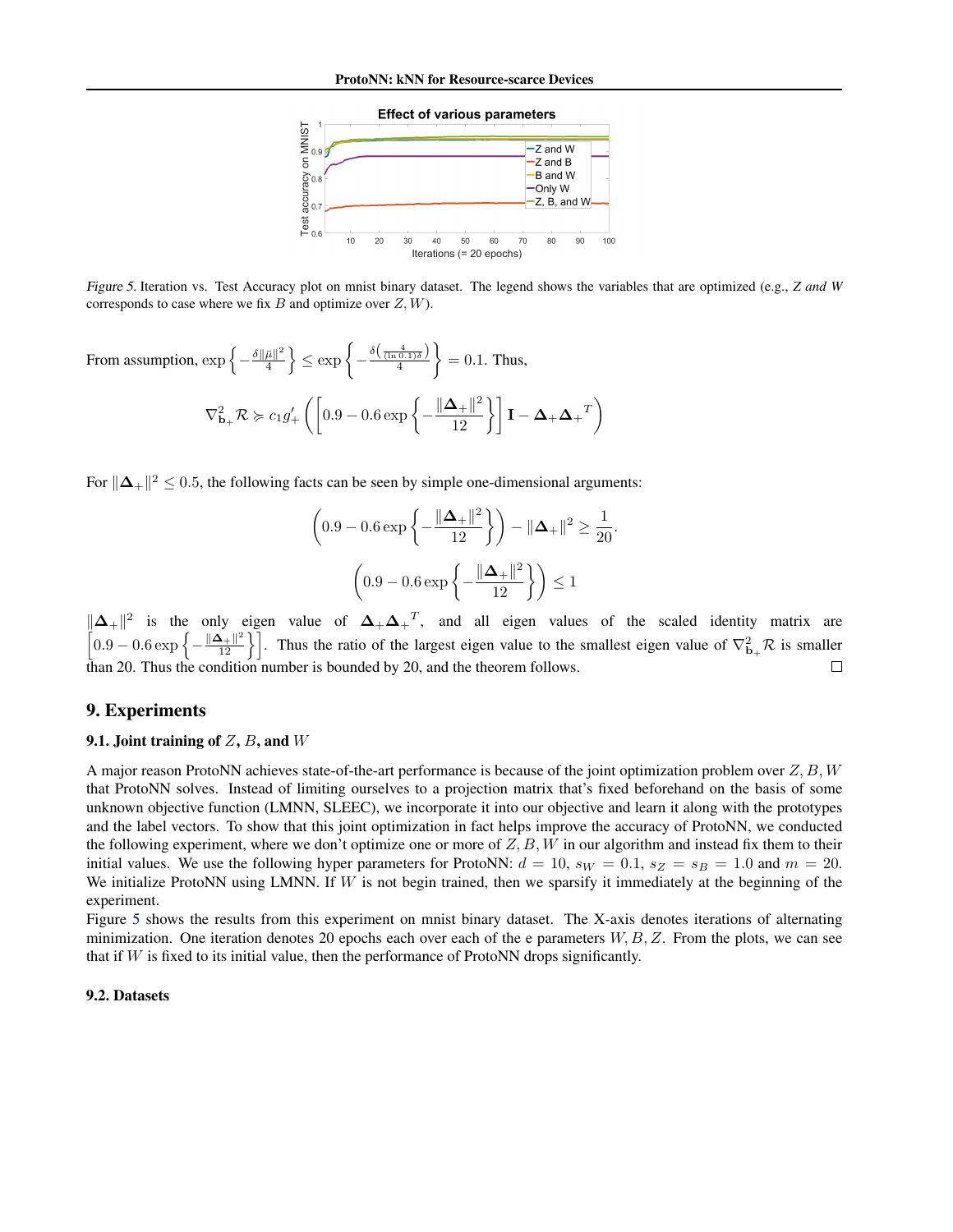*Figure 5.* Iteration vs. Test Accuracy plot on mnist binary dataset. The legend shows the variables that are optimized (e.g., *Z and W* corresponds to case where we fix $B$ and optimize over $Z, W$).

From assumption, $\exp\left\{-\frac{\delta\|\bar{\mu}\|^2}{4}\right\} \leq \exp\left\{-\frac{\delta\left(\frac{4}{(\ln 0.1)\delta}\right)}{4}\right\} = 0.1$. Thus,

$$\nabla^2_{\mathbf{b}_+}\mathcal{R} \succcurlyeq c_1 g'_+ \left(\left[0.9 - 0.6\exp\left\{-\frac{\|\mathbf{\Delta}_+\|^2}{12}\right\}\right]\mathbf{I} - \mathbf{\Delta}_+{\mathbf{\Delta}_+}^T\right)$$

For $\|\mathbf{\Delta}_+\|^2 \leq 0.5$, the following facts can be seen by simple one-dimensional arguments:

$$\left(0.9 - 0.6\exp\left\{-\frac{\|\mathbf{\Delta}_+\|^2}{12}\right\}\right) - \|\mathbf{\Delta}_+\|^2 \geq \frac{1}{20}.$$

$$\left(0.9 - 0.6\exp\left\{-\frac{\|\mathbf{\Delta}_+\|^2}{12}\right\}\right) \leq 1$$

$\|\mathbf{\Delta}_+\|^2$ is the only eigen value of $\mathbf{\Delta}_+{\mathbf{\Delta}_+}^T$, and all eigen values of the scaled identity matrix are $\left[0.9 - 0.6\exp\left\{-\frac{\|\mathbf{\Delta}_+\|^2}{12}\right\}\right]$. Thus the ratio of the largest eigen value to the smallest eigen value of $\nabla^2_{\mathbf{b}_+}\mathcal{R}$ is smaller than 20. Thus the condition number is bounded by 20, and the theorem follows. □

## 9. Experiments

### 9.1. Joint training of $Z$, $B$, and $W$

A major reason ProtoNN achieves state-of-the-art performance is because of the joint optimization problem over $Z, B, W$ that ProtoNN solves. Instead of limiting ourselves to a projection matrix that's fixed beforehand on the basis of some unknown objective function (LMNN, SLEEC), we incorporate it into our objective and learn it along with the prototypes and the label vectors. To show that this joint optimization in fact helps improve the accuracy of ProtoNN, we conducted the following experiment, where we don't optimize one or more of $Z, B, W$ in our algorithm and instead fix them to their initial values. We use the following hyper parameters for ProtoNN: $d = 10$, $s_W = 0.1$, $s_Z = s_B = 1.0$ and $m = 20$. We initialize ProtoNN using LMNN. If $W$ is not begin trained, then we sparsify it immediately at the beginning of the experiment.

Figure 5 shows the results from this experiment on mnist binary dataset. The X-axis denotes iterations of alternating minimization. One iteration denotes 20 epochs each over each of the e parameters $W, B, Z$. From the plots, we can see that if $W$ is fixed to its initial value, then the performance of ProtoNN drops significantly.

### 9.2. Datasets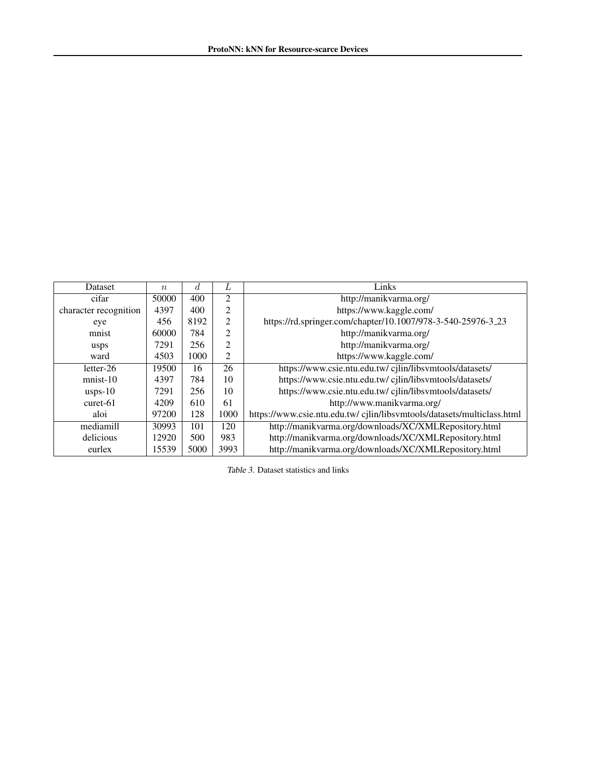| Dataset | $n$ | $d$ | $L$ | Links |
|---|---|---|---|---|
| cifar | 50000 | 400 | 2 | http://manikvarma.org/ |
| character recognition | 4397 | 400 | 2 | https://www.kaggle.com/ |
| eye | 456 | 8192 | 2 | https://rd.springer.com/chapter/10.1007/978-3-540-25976-3_23 |
| mnist | 60000 | 784 | 2 | http://manikvarma.org/ |
| usps | 7291 | 256 | 2 | http://manikvarma.org/ |
| ward | 4503 | 1000 | 2 | https://www.kaggle.com/ |
| letter-26 | 19500 | 16 | 26 | https://www.csie.ntu.edu.tw/ cjlin/libsvmtools/datasets/ |
| mnist-10 | 4397 | 784 | 10 | https://www.csie.ntu.edu.tw/ cjlin/libsvmtools/datasets/ |
| usps-10 | 7291 | 256 | 10 | https://www.csie.ntu.edu.tw/ cjlin/libsvmtools/datasets/ |
| curet-61 | 4209 | 610 | 61 | http://www.manikvarma.org/ |
| aloi | 97200 | 128 | 1000 | https://www.csie.ntu.edu.tw/ cjlin/libsvmtools/datasets/multiclass.html |
| mediamill | 30993 | 101 | 120 | http://manikvarma.org/downloads/XC/XMLRepository.html |
| delicious | 12920 | 500 | 983 | http://manikvarma.org/downloads/XC/XMLRepository.html |
| eurlex | 15539 | 5000 | 3993 | http://manikvarma.org/downloads/XC/XMLRepository.html |

*Table 3.* Dataset statistics and links